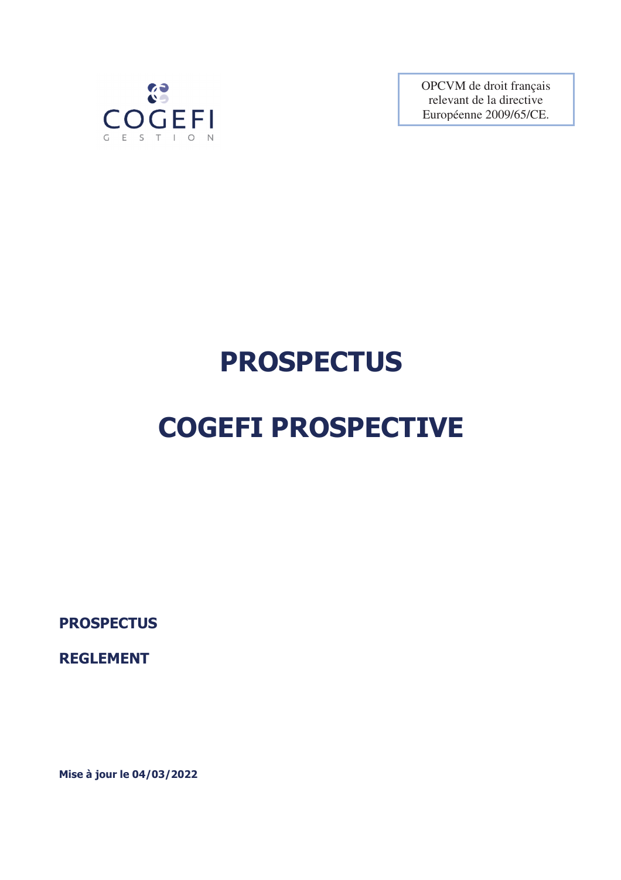COGEFI GESTION

OPCVM de droit français relevant de la directive Européenne 2009/65/CE.

# PROSPECTUS

# COGEFI PROSPECTIVE

**PROSPECTUS**

**REGLEMENT**

**Mise à jour le 04/03/2022**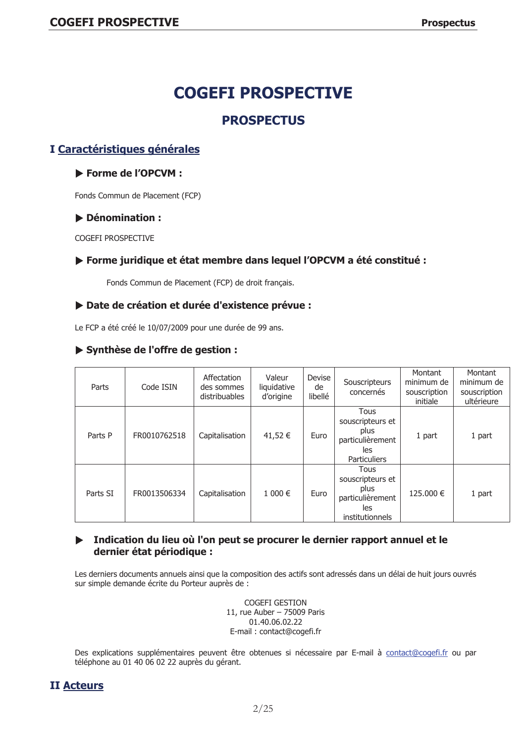# COGEFI PROSPECTIVE

## PROSPECTUS

## I Caractéristiques générales

### ▶ Forme de l'OPCVM :

Fonds Commun de Placement (FCP)

### ▶ Dénomination :

COGEFI PROSPECTIVE

### ▶ Forme juridique et état membre dans lequel l'OPCVM a été constitué :

Fonds Commun de Placement (FCP) de droit français.

### ▶ Date de création et durée d'existence prévue :

Le FCP a été créé le 10/07/2009 pour une durée de 99 ans.

### ▶ Synthèse de l'offre de gestion :

| Parts | Code ISIN | Affectation des sommes distribuables | Valeur liquidative d'origine | Devise de libellé | Souscripteurs concernés | Montant minimum de souscription initiale | Montant minimum de souscription ultérieure |
|---|---|---|---|---|---|---|---|
| Parts P | FR0010762518 | Capitalisation | 41,52 € | Euro | Tous souscripteurs et plus particulièrement les Particuliers | 1 part | 1 part |
| Parts SI | FR0013506334 | Capitalisation | 1 000 € | Euro | Tous souscripteurs et plus particulièrement les institutionnels | 125.000 € | 1 part |

### ▶ Indication du lieu où l'on peut se procurer le dernier rapport annuel et le dernier état périodique :

Les derniers documents annuels ainsi que la composition des actifs sont adressés dans un délai de huit jours ouvrés sur simple demande écrite du Porteur auprès de :

COGEFI GESTION
11, rue Auber – 75009 Paris
01.40.06.02.22
E-mail : contact@cogefi.fr

Des explications supplémentaires peuvent être obtenues si nécessaire par E-mail à contact@cogefi.fr ou par téléphone au 01 40 06 02 22 auprès du gérant.

## II Acteurs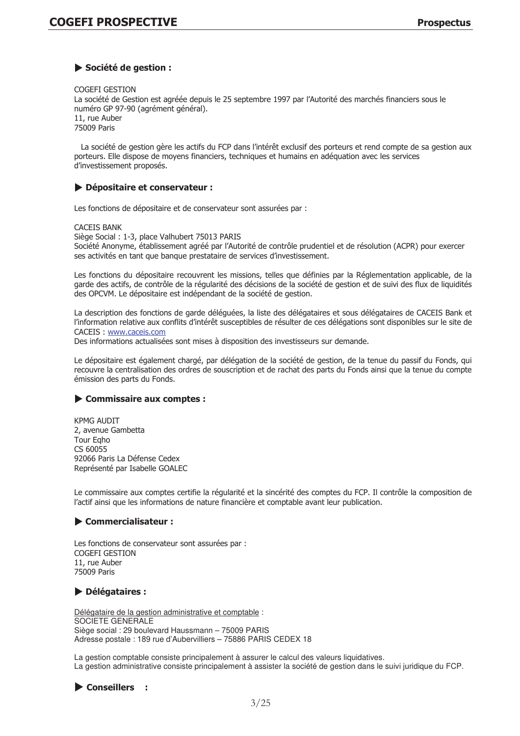### ▶ Société de gestion :

COGEFI GESTION
La société de Gestion est agréée depuis le 25 septembre 1997 par l'Autorité des marchés financiers sous le numéro GP 97-90 (agrément général).
11, rue Auber
75009 Paris

La société de gestion gère les actifs du FCP dans l'intérêt exclusif des porteurs et rend compte de sa gestion aux porteurs. Elle dispose de moyens financiers, techniques et humains en adéquation avec les services d'investissement proposés.

### ▶ Dépositaire et conservateur :

Les fonctions de dépositaire et de conservateur sont assurées par :

CACEIS BANK
Siège Social : 1-3, place Valhubert 75013 PARIS
Société Anonyme, établissement agréé par l'Autorité de contrôle prudentiel et de résolution (ACPR) pour exercer ses activités en tant que banque prestataire de services d'investissement.

Les fonctions du dépositaire recouvrent les missions, telles que définies par la Réglementation applicable, de la garde des actifs, de contrôle de la régularité des décisions de la société de gestion et de suivi des flux de liquidités des OPCVM. Le dépositaire est indépendant de la société de gestion.

La description des fonctions de garde déléguées, la liste des délégataires et sous délégataires de CACEIS Bank et l'information relative aux conflits d'intérêt susceptibles de résulter de ces délégations sont disponibles sur le site de CACEIS : www.caceis.com
Des informations actualisées sont mises à disposition des investisseurs sur demande.

Le dépositaire est également chargé, par délégation de la société de gestion, de la tenue du passif du Fonds, qui recouvre la centralisation des ordres de souscription et de rachat des parts du Fonds ainsi que la tenue du compte émission des parts du Fonds.

### ▶ Commissaire aux comptes :

KPMG AUDIT
2, avenue Gambetta
Tour Eqho
CS 60055
92066 Paris La Défense Cedex
Représenté par Isabelle GOALEC

Le commissaire aux comptes certifie la régularité et la sincérité des comptes du FCP. Il contrôle la composition de l'actif ainsi que les informations de nature financière et comptable avant leur publication.

### ▶ Commercialisateur :

Les fonctions de conservateur sont assurées par :
COGEFI GESTION
11, rue Auber
75009 Paris

### ▶ Délégataires :

Délégataire de la gestion administrative et comptable :
SOCIETE GENERALE
Siège social : 29 boulevard Haussmann – 75009 PARIS
Adresse postale : 189 rue d'Aubervilliers – 75886 PARIS CEDEX 18

La gestion comptable consiste principalement à assurer le calcul des valeurs liquidatives.
La gestion administrative consiste principalement à assister la société de gestion dans le suivi juridique du FCP.

### ▶ Conseillers :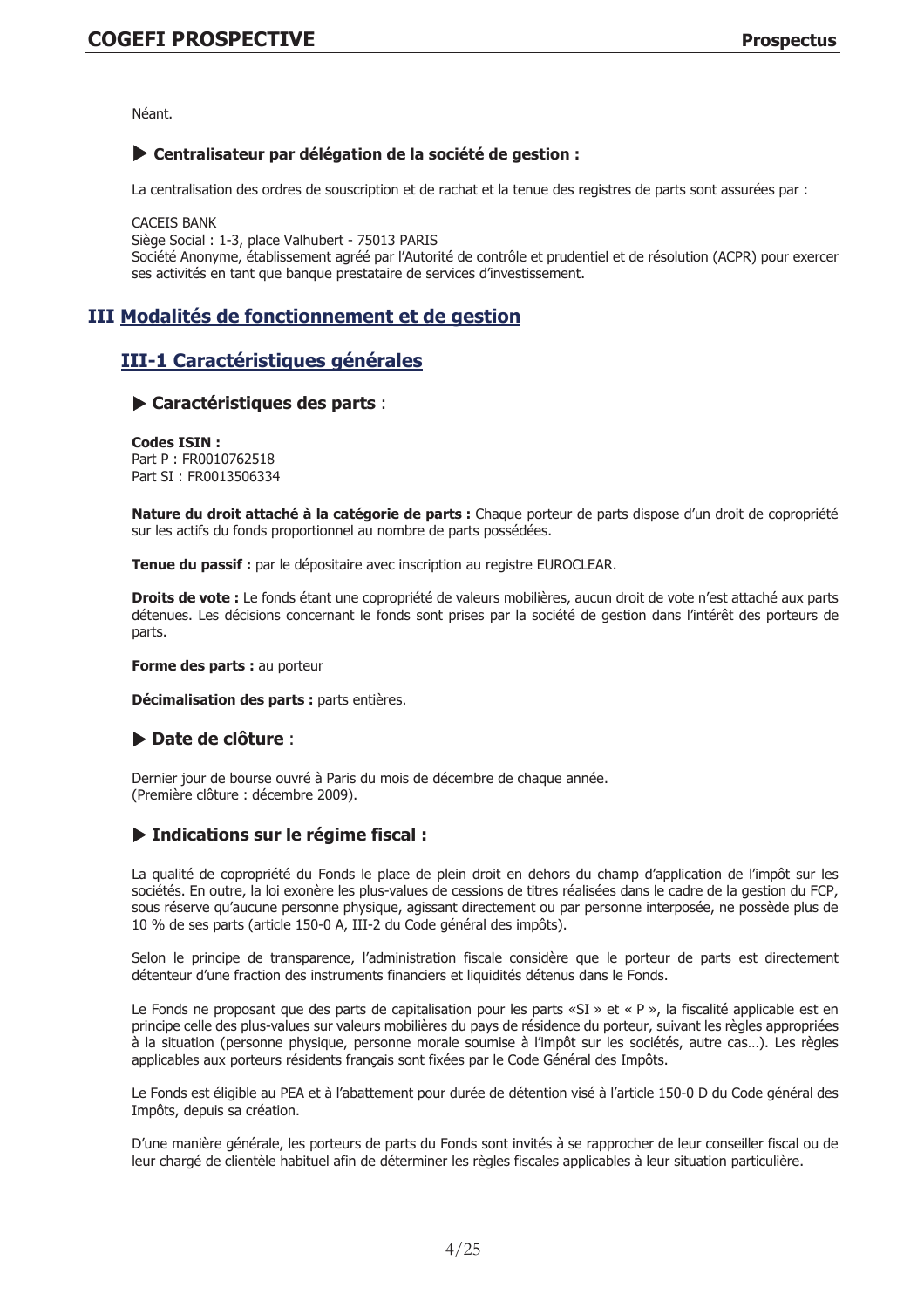Néant.

**▶ Centralisateur par délégation de la société de gestion :**

La centralisation des ordres de souscription et de rachat et la tenue des registres de parts sont assurées par :

CACEIS BANK
Siège Social : 1-3, place Valhubert - 75013 PARIS
Société Anonyme, établissement agréé par l'Autorité de contrôle et prudentiel et de résolution (ACPR) pour exercer ses activités en tant que banque prestataire de services d'investissement.

# III Modalités de fonctionnement et de gestion

## III-1 Caractéristiques générales

### ▶ Caractéristiques des parts :

**Codes ISIN :**
Part P : FR0010762518
Part SI : FR0013506334

**Nature du droit attaché à la catégorie de parts :** Chaque porteur de parts dispose d'un droit de copropriété sur les actifs du fonds proportionnel au nombre de parts possédées.

**Tenue du passif :** par le dépositaire avec inscription au registre EUROCLEAR.

**Droits de vote :** Le fonds étant une copropriété de valeurs mobilières, aucun droit de vote n'est attaché aux parts détenues. Les décisions concernant le fonds sont prises par la société de gestion dans l'intérêt des porteurs de parts.

**Forme des parts :** au porteur

**Décimalisation des parts :** parts entières.

### ▶ Date de clôture :

Dernier jour de bourse ouvré à Paris du mois de décembre de chaque année.
(Première clôture : décembre 2009).

### ▶ Indications sur le régime fiscal :

La qualité de copropriété du Fonds le place de plein droit en dehors du champ d'application de l'impôt sur les sociétés. En outre, la loi exonère les plus-values de cessions de titres réalisées dans le cadre de la gestion du FCP, sous réserve qu'aucune personne physique, agissant directement ou par personne interposée, ne possède plus de 10 % de ses parts (article 150-0 A, III-2 du Code général des impôts).

Selon le principe de transparence, l'administration fiscale considère que le porteur de parts est directement détenteur d'une fraction des instruments financiers et liquidités détenus dans le Fonds.

Le Fonds ne proposant que des parts de capitalisation pour les parts «SI » et « P », la fiscalité applicable est en principe celle des plus-values sur valeurs mobilières du pays de résidence du porteur, suivant les règles appropriées à la situation (personne physique, personne morale soumise à l'impôt sur les sociétés, autre cas…). Les règles applicables aux porteurs résidents français sont fixées par le Code Général des Impôts.

Le Fonds est éligible au PEA et à l'abattement pour durée de détention visé à l'article 150-0 D du Code général des Impôts, depuis sa création.

D'une manière générale, les porteurs de parts du Fonds sont invités à se rapprocher de leur conseiller fiscal ou de leur chargé de clientèle habituel afin de déterminer les règles fiscales applicables à leur situation particulière.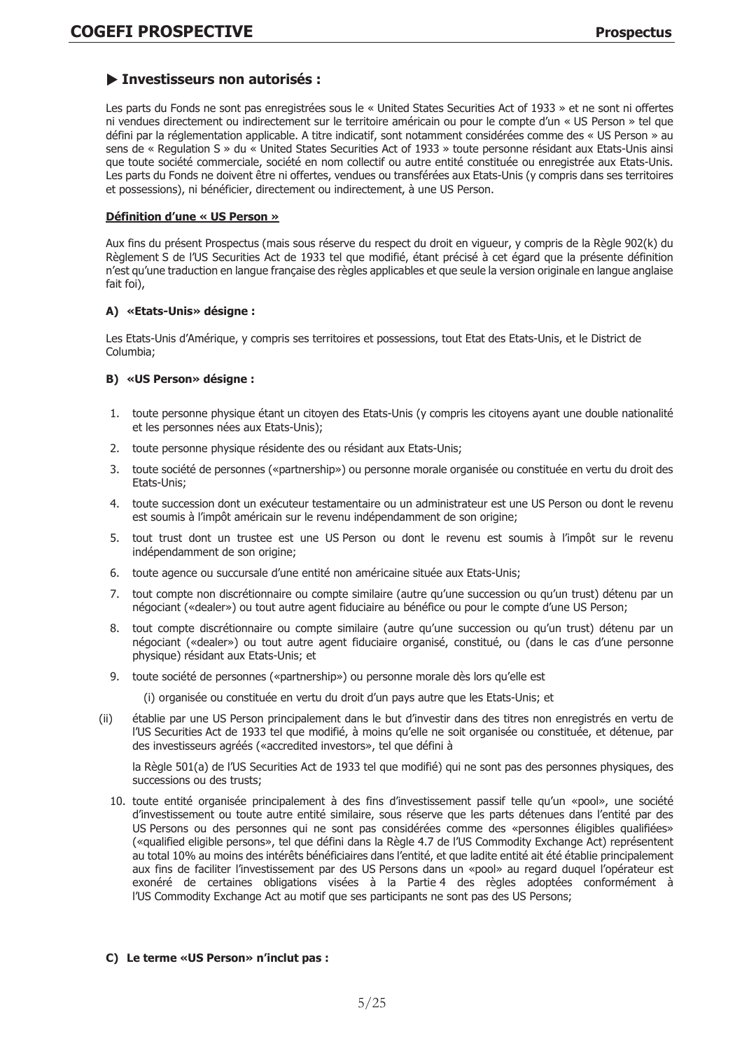### ▶ Investisseurs non autorisés :

Les parts du Fonds ne sont pas enregistrées sous le « United States Securities Act of 1933 » et ne sont ni offertes ni vendues directement ou indirectement sur le territoire américain ou pour le compte d'un « US Person » tel que défini par la réglementation applicable. A titre indicatif, sont notamment considérées comme des « US Person » au sens de « Regulation S » du « United States Securities Act of 1933 » toute personne résidant aux Etats-Unis ainsi que toute société commerciale, société en nom collectif ou autre entité constituée ou enregistrée aux Etats-Unis. Les parts du Fonds ne doivent être ni offertes, vendues ou transférées aux Etats-Unis (y compris dans ses territoires et possessions), ni bénéficier, directement ou indirectement, à une US Person.

**Définition d'une « US Person »**

Aux fins du présent Prospectus (mais sous réserve du respect du droit en vigueur, y compris de la Règle 902(k) du Règlement S de l'US Securities Act de 1933 tel que modifié, étant précisé à cet égard que la présente définition n'est qu'une traduction en langue française des règles applicables et que seule la version originale en langue anglaise fait foi),

**A) «Etats-Unis» désigne :**

Les Etats-Unis d'Amérique, y compris ses territoires et possessions, tout Etat des Etats-Unis, et le District de Columbia;

**B) «US Person» désigne :**

1. toute personne physique étant un citoyen des Etats-Unis (y compris les citoyens ayant une double nationalité et les personnes nées aux Etats-Unis);
2. toute personne physique résidente des ou résidant aux Etats-Unis;
3. toute société de personnes («partnership») ou personne morale organisée ou constituée en vertu du droit des Etats-Unis;
4. toute succession dont un exécuteur testamentaire ou un administrateur est une US Person ou dont le revenu est soumis à l'impôt américain sur le revenu indépendamment de son origine;
5. tout trust dont un trustee est une US Person ou dont le revenu est soumis à l'impôt sur le revenu indépendamment de son origine;
6. toute agence ou succursale d'une entité non américaine située aux Etats-Unis;
7. tout compte non discrétionnaire ou compte similaire (autre qu'une succession ou qu'un trust) détenu par un négociant («dealer») ou tout autre agent fiduciaire au bénéfice ou pour le compte d'une US Person;
8. tout compte discrétionnaire ou compte similaire (autre qu'une succession ou qu'un trust) détenu par un négociant («dealer») ou tout autre agent fiduciaire organisé, constitué, ou (dans le cas d'une personne physique) résidant aux Etats-Unis; et
9. toute société de personnes («partnership») ou personne morale dès lors qu'elle est

   (i) organisée ou constituée en vertu du droit d'un pays autre que les Etats-Unis; et

   (ii) établie par une US Person principalement dans le but d'investir dans des titres non enregistrés en vertu de l'US Securities Act de 1933 tel que modifié, à moins qu'elle ne soit organisée ou constituée, et détenue, par des investisseurs agréés («accredited investors», tel que défini à

   la Règle 501(a) de l'US Securities Act de 1933 tel que modifié) qui ne sont pas des personnes physiques, des successions ou des trusts;

10. toute entité organisée principalement à des fins d'investissement passif telle qu'un «pool», une société d'investissement ou toute autre entité similaire, sous réserve que les parts détenues dans l'entité par des US Persons ou des personnes qui ne sont pas considérées comme des «personnes éligibles qualifiées» («qualified eligible persons», tel que défini dans la Règle 4.7 de l'US Commodity Exchange Act) représentent au total 10% au moins des intérêts bénéficiaires dans l'entité, et que ladite entité ait été établie principalement aux fins de faciliter l'investissement par des US Persons dans un «pool» au regard duquel l'opérateur est exonéré de certaines obligations visées à la Partie 4 des règles adoptées conformément à l'US Commodity Exchange Act au motif que ses participants ne sont pas des US Persons;

**C) Le terme «US Person» n'inclut pas :**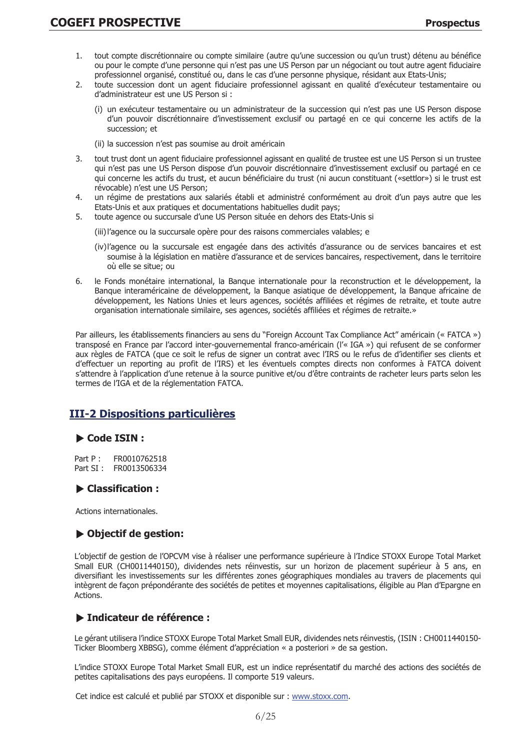1. tout compte discrétionnaire ou compte similaire (autre qu'une succession ou qu'un trust) détenu au bénéfice ou pour le compte d'une personne qui n'est pas une US Person par un négociant ou tout autre agent fiduciaire professionnel organisé, constitué ou, dans le cas d'une personne physique, résidant aux Etats-Unis;
2. toute succession dont un agent fiduciaire professionnel agissant en qualité d'exécuteur testamentaire ou d'administrateur est une US Person si :

   (i) un exécuteur testamentaire ou un administrateur de la succession qui n'est pas une US Person dispose d'un pouvoir discrétionnaire d'investissement exclusif ou partagé en ce qui concerne les actifs de la succession; et

   (ii) la succession n'est pas soumise au droit américain

3. tout trust dont un agent fiduciaire professionnel agissant en qualité de trustee est une US Person si un trustee qui n'est pas une US Person dispose d'un pouvoir discrétionnaire d'investissement exclusif ou partagé en ce qui concerne les actifs du trust, et aucun bénéficiaire du trust (ni aucun constituant («settlor») si le trust est révocable) n'est une US Person;
4. un régime de prestations aux salariés établi et administré conformément au droit d'un pays autre que les Etats-Unis et aux pratiques et documentations habituelles dudit pays;
5. toute agence ou succursale d'une US Person située en dehors des Etats-Unis si

   (iii) l'agence ou la succursale opère pour des raisons commerciales valables; e

   (iv) l'agence ou la succursale est engagée dans des activités d'assurance ou de services bancaires et est soumise à la législation en matière d'assurance et de services bancaires, respectivement, dans le territoire où elle se situe; ou

6. le Fonds monétaire international, la Banque internationale pour la reconstruction et le développement, la Banque interaméricaine de développement, la Banque asiatique de développement, la Banque africaine de développement, les Nations Unies et leurs agences, sociétés affiliées et régimes de retraite, et toute autre organisation internationale similaire, ses agences, sociétés affiliées et régimes de retraite.»

Par ailleurs, les établissements financiers au sens du "Foreign Account Tax Compliance Act" américain (« FATCA ») transposé en France par l'accord inter-gouvernemental franco-américain (l'« IGA ») qui refusent de se conformer aux règles de FATCA (que ce soit le refus de signer un contrat avec l'IRS ou le refus d'identifier ses clients et d'effectuer un reporting au profit de l'IRS) et les éventuels comptes directs non conformes à FATCA doivent s'attendre à l'application d'une retenue à la source punitive et/ou d'être contraints de racheter leurs parts selon les termes de l'IGA et de la réglementation FATCA.

## III-2 Dispositions particulières

### ▶ Code ISIN :

Part P : FR0010762518
Part SI : FR0013506334

### ▶ Classification :

Actions internationales.

### ▶ Objectif de gestion:

L'objectif de gestion de l'OPCVM vise à réaliser une performance supérieure à l'Indice STOXX Europe Total Market Small EUR (CH0011440150), dividendes nets réinvestis, sur un horizon de placement supérieur à 5 ans, en diversifiant les investissements sur les différentes zones géographiques mondiales au travers de placements qui intègrent de façon prépondérante des sociétés de petites et moyennes capitalisations, éligible au Plan d'Epargne en Actions.

### ▶ Indicateur de référence :

Le gérant utilisera l'indice STOXX Europe Total Market Small EUR, dividendes nets réinvestis, (ISIN : CH0011440150-Ticker Bloomberg XBBSG), comme élément d'appréciation « a posteriori » de sa gestion.

L'indice STOXX Europe Total Market Small EUR, est un indice représentatif du marché des actions des sociétés de petites capitalisations des pays européens. Il comporte 519 valeurs.

Cet indice est calculé et publié par STOXX et disponible sur : www.stoxx.com.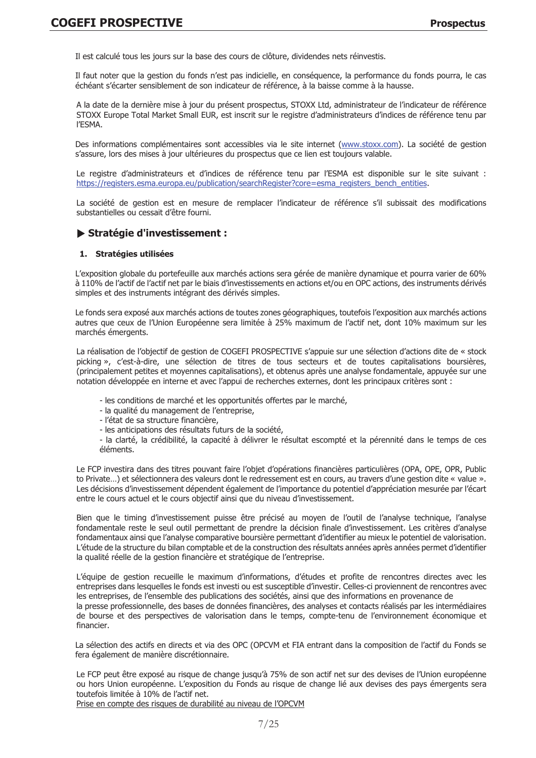Il est calculé tous les jours sur la base des cours de clôture, dividendes nets réinvestis.

Il faut noter que la gestion du fonds n'est pas indicielle, en conséquence, la performance du fonds pourra, le cas échéant s'écarter sensiblement de son indicateur de référence, à la baisse comme à la hausse.

A la date de la dernière mise à jour du présent prospectus, STOXX Ltd, administrateur de l'indicateur de référence STOXX Europe Total Market Small EUR, est inscrit sur le registre d'administrateurs d'indices de référence tenu par l'ESMA.

Des informations complémentaires sont accessibles via le site internet (www.stoxx.com). La société de gestion s'assure, lors des mises à jour ultérieures du prospectus que ce lien est toujours valable.

Le registre d'administrateurs et d'indices de référence tenu par l'ESMA est disponible sur le site suivant : https://registers.esma.europa.eu/publication/searchRegister?core=esma_registers_bench_entities.

La société de gestion est en mesure de remplacer l'indicateur de référence s'il subissait des modifications substantielles ou cessait d'être fourni.

## ▶ Stratégie d'investissement :

### 1. Stratégies utilisées

L'exposition globale du portefeuille aux marchés actions sera gérée de manière dynamique et pourra varier de 60% à 110% de l'actif de l'actif net par le biais d'investissements en actions et/ou en OPC actions, des instruments dérivés simples et des instruments intégrant des dérivés simples.

Le fonds sera exposé aux marchés actions de toutes zones géographiques, toutefois l'exposition aux marchés actions autres que ceux de l'Union Européenne sera limitée à 25% maximum de l'actif net, dont 10% maximum sur les marchés émergents.

La réalisation de l'objectif de gestion de COGEFI PROSPECTIVE s'appuie sur une sélection d'actions dite de « stock picking », c'est-à-dire, une sélection de titres de tous secteurs et de toutes capitalisations boursières, (principalement petites et moyennes capitalisations), et obtenus après une analyse fondamentale, appuyée sur une notation développée en interne et avec l'appui de recherches externes, dont les principaux critères sont :

- les conditions de marché et les opportunités offertes par le marché,
- la qualité du management de l'entreprise,
- l'état de sa structure financière,
- les anticipations des résultats futurs de la société,
- la clarté, la crédibilité, la capacité à délivrer le résultat escompté et la pérennité dans le temps de ces éléments.

Le FCP investira dans des titres pouvant faire l'objet d'opérations financières particulières (OPA, OPE, OPR, Public to Private…) et sélectionnera des valeurs dont le redressement est en cours, au travers d'une gestion dite « value ». Les décisions d'investissement dépendent également de l'importance du potentiel d'appréciation mesurée par l'écart entre le cours actuel et le cours objectif ainsi que du niveau d'investissement.

Bien que le timing d'investissement puisse être précisé au moyen de l'outil de l'analyse technique, l'analyse fondamentale reste le seul outil permettant de prendre la décision finale d'investissement. Les critères d'analyse fondamentaux ainsi que l'analyse comparative boursière permettant d'identifier au mieux le potentiel de valorisation. L'étude de la structure du bilan comptable et de la construction des résultats années après années permet d'identifier la qualité réelle de la gestion financière et stratégique de l'entreprise.

L'équipe de gestion recueille le maximum d'informations, d'études et profite de rencontres directes avec les entreprises dans lesquelles le fonds est investi ou est susceptible d'investir. Celles-ci proviennent de rencontres avec les entreprises, de l'ensemble des publications des sociétés, ainsi que des informations en provenance de la presse professionnelle, des bases de données financières, des analyses et contacts réalisés par les intermédiaires de bourse et des perspectives de valorisation dans le temps, compte-tenu de l'environnement économique et financier.

La sélection des actifs en directs et via des OPC (OPCVM et FIA entrant dans la composition de l'actif du Fonds se fera également de manière discrétionnaire.

Le FCP peut être exposé au risque de change jusqu'à 75% de son actif net sur des devises de l'Union européenne ou hors Union européenne. L'exposition du Fonds au risque de change lié aux devises des pays émergents sera toutefois limitée à 10% de l'actif net.

Prise en compte des risques de durabilité au niveau de l'OPCVM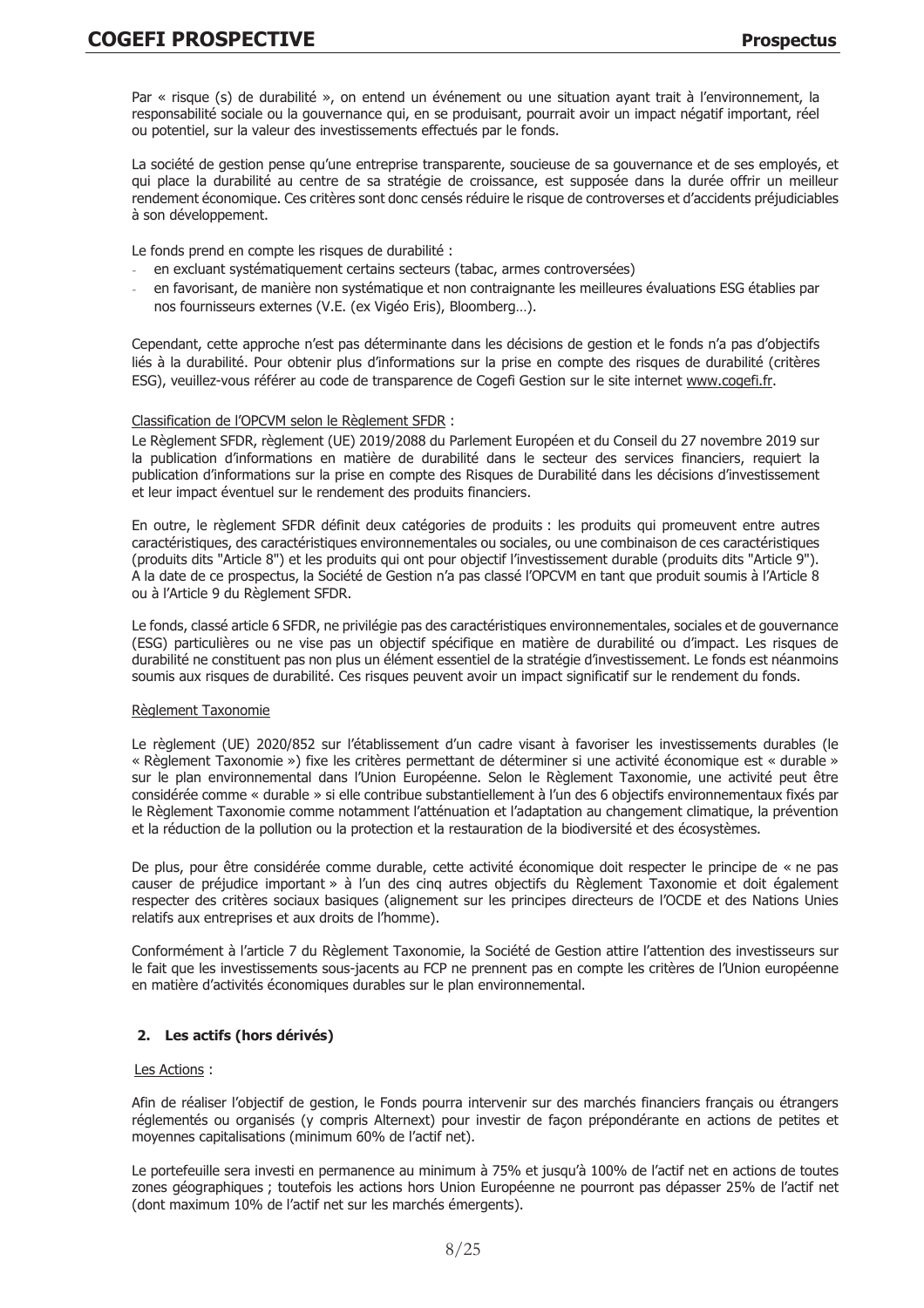Par « risque (s) de durabilité », on entend un événement ou une situation ayant trait à l'environnement, la responsabilité sociale ou la gouvernance qui, en se produisant, pourrait avoir un impact négatif important, réel ou potentiel, sur la valeur des investissements effectués par le fonds.

La société de gestion pense qu'une entreprise transparente, soucieuse de sa gouvernance et de ses employés, et qui place la durabilité au centre de sa stratégie de croissance, est supposée dans la durée offrir un meilleur rendement économique. Ces critères sont donc censés réduire le risque de controverses et d'accidents préjudiciables à son développement.

Le fonds prend en compte les risques de durabilité :

- en excluant systématiquement certains secteurs (tabac, armes controversées)
- en favorisant, de manière non systématique et non contraignante les meilleures évaluations ESG établies par nos fournisseurs externes (V.E. (ex Vigéo Eris), Bloomberg…).

Cependant, cette approche n'est pas déterminante dans les décisions de gestion et le fonds n'a pas d'objectifs liés à la durabilité. Pour obtenir plus d'informations sur la prise en compte des risques de durabilité (critères ESG), veuillez-vous référer au code de transparence de Cogefi Gestion sur le site internet www.cogefi.fr.

Classification de l'OPCVM selon le Règlement SFDR :

Le Règlement SFDR, règlement (UE) 2019/2088 du Parlement Européen et du Conseil du 27 novembre 2019 sur la publication d'informations en matière de durabilité dans le secteur des services financiers, requiert la publication d'informations sur la prise en compte des Risques de Durabilité dans les décisions d'investissement et leur impact éventuel sur le rendement des produits financiers.

En outre, le règlement SFDR définit deux catégories de produits : les produits qui promeuvent entre autres caractéristiques, des caractéristiques environnementales ou sociales, ou une combinaison de ces caractéristiques (produits dits "Article 8") et les produits qui ont pour objectif l'investissement durable (produits dits "Article 9"). A la date de ce prospectus, la Société de Gestion n'a pas classé l'OPCVM en tant que produit soumis à l'Article 8 ou à l'Article 9 du Règlement SFDR.

Le fonds, classé article 6 SFDR, ne privilégie pas des caractéristiques environnementales, sociales et de gouvernance (ESG) particulières ou ne vise pas un objectif spécifique en matière de durabilité ou d'impact. Les risques de durabilité ne constituent pas non plus un élément essentiel de la stratégie d'investissement. Le fonds est néanmoins soumis aux risques de durabilité. Ces risques peuvent avoir un impact significatif sur le rendement du fonds.

Règlement Taxonomie

Le règlement (UE) 2020/852 sur l'établissement d'un cadre visant à favoriser les investissements durables (le « Règlement Taxonomie ») fixe les critères permettant de déterminer si une activité économique est « durable » sur le plan environnemental dans l'Union Européenne. Selon le Règlement Taxonomie, une activité peut être considérée comme « durable » si elle contribue substantiellement à l'un des 6 objectifs environnementaux fixés par le Règlement Taxonomie comme notamment l'atténuation et l'adaptation au changement climatique, la prévention et la réduction de la pollution ou la protection et la restauration de la biodiversité et des écosystèmes.

De plus, pour être considérée comme durable, cette activité économique doit respecter le principe de « ne pas causer de préjudice important » à l'un des cinq autres objectifs du Règlement Taxonomie et doit également respecter des critères sociaux basiques (alignement sur les principes directeurs de l'OCDE et des Nations Unies relatifs aux entreprises et aux droits de l'homme).

Conformément à l'article 7 du Règlement Taxonomie, la Société de Gestion attire l'attention des investisseurs sur le fait que les investissements sous-jacents au FCP ne prennent pas en compte les critères de l'Union européenne en matière d'activités économiques durables sur le plan environnemental.

### 2. Les actifs (hors dérivés)

Les Actions :

Afin de réaliser l'objectif de gestion, le Fonds pourra intervenir sur des marchés financiers français ou étrangers réglementés ou organisés (y compris Alternext) pour investir de façon prépondérante en actions de petites et moyennes capitalisations (minimum 60% de l'actif net).

Le portefeuille sera investi en permanence au minimum à 75% et jusqu'à 100% de l'actif net en actions de toutes zones géographiques ; toutefois les actions hors Union Européenne ne pourront pas dépasser 25% de l'actif net (dont maximum 10% de l'actif net sur les marchés émergents).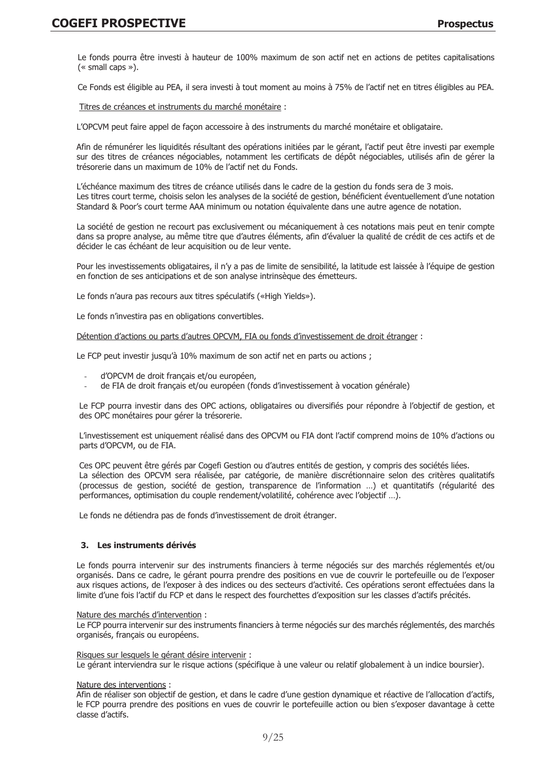Le fonds pourra être investi à hauteur de 100% maximum de son actif net en actions de petites capitalisations (« small caps »).

Ce Fonds est éligible au PEA, il sera investi à tout moment au moins à 75% de l'actif net en titres éligibles au PEA.

Titres de créances et instruments du marché monétaire :

L'OPCVM peut faire appel de façon accessoire à des instruments du marché monétaire et obligataire.

Afin de rémunérer les liquidités résultant des opérations initiées par le gérant, l'actif peut être investi par exemple sur des titres de créances négociables, notamment les certificats de dépôt négociables, utilisés afin de gérer la trésorerie dans un maximum de 10% de l'actif net du Fonds.

L'échéance maximum des titres de créance utilisés dans le cadre de la gestion du fonds sera de 3 mois.
Les titres court terme, choisis selon les analyses de la société de gestion, bénéficient éventuellement d'une notation Standard & Poor's court terme AAA minimum ou notation équivalente dans une autre agence de notation.

La société de gestion ne recourt pas exclusivement ou mécaniquement à ces notations mais peut en tenir compte dans sa propre analyse, au même titre que d'autres éléments, afin d'évaluer la qualité de crédit de ces actifs et de décider le cas échéant de leur acquisition ou de leur vente.

Pour les investissements obligataires, il n'y a pas de limite de sensibilité, la latitude est laissée à l'équipe de gestion en fonction de ses anticipations et de son analyse intrinsèque des émetteurs.

Le fonds n'aura pas recours aux titres spéculatifs («High Yields»).

Le fonds n'investira pas en obligations convertibles.

Détention d'actions ou parts d'autres OPCVM, FIA ou fonds d'investissement de droit étranger :

Le FCP peut investir jusqu'à 10% maximum de son actif net en parts ou actions ;

- d'OPCVM de droit français et/ou européen,
- de FIA de droit français et/ou européen (fonds d'investissement à vocation générale)

Le FCP pourra investir dans des OPC actions, obligataires ou diversifiés pour répondre à l'objectif de gestion, et des OPC monétaires pour gérer la trésorerie.

L'investissement est uniquement réalisé dans des OPCVM ou FIA dont l'actif comprend moins de 10% d'actions ou parts d'OPCVM, ou de FIA.

Ces OPC peuvent être gérés par Cogefi Gestion ou d'autres entités de gestion, y compris des sociétés liées.
La sélection des OPCVM sera réalisée, par catégorie, de manière discrétionnaire selon des critères qualitatifs (processus de gestion, société de gestion, transparence de l'information …) et quantitatifs (régularité des performances, optimisation du couple rendement/volatilité, cohérence avec l'objectif …).

Le fonds ne détiendra pas de fonds d'investissement de droit étranger.

### 3. Les instruments dérivés

Le fonds pourra intervenir sur des instruments financiers à terme négociés sur des marchés réglementés et/ou organisés. Dans ce cadre, le gérant pourra prendre des positions en vue de couvrir le portefeuille ou de l'exposer aux risques actions, de l'exposer à des indices ou des secteurs d'activité. Ces opérations seront effectuées dans la limite d'une fois l'actif du FCP et dans le respect des fourchettes d'exposition sur les classes d'actifs précités.

Nature des marchés d'intervention :
Le FCP pourra intervenir sur des instruments financiers à terme négociés sur des marchés réglementés, des marchés organisés, français ou européens.

Risques sur lesquels le gérant désire intervenir :
Le gérant interviendra sur le risque actions (spécifique à une valeur ou relatif globalement à un indice boursier).

Nature des interventions :
Afin de réaliser son objectif de gestion, et dans le cadre d'une gestion dynamique et réactive de l'allocation d'actifs, le FCP pourra prendre des positions en vues de couvrir le portefeuille action ou bien s'exposer davantage à cette classe d'actifs.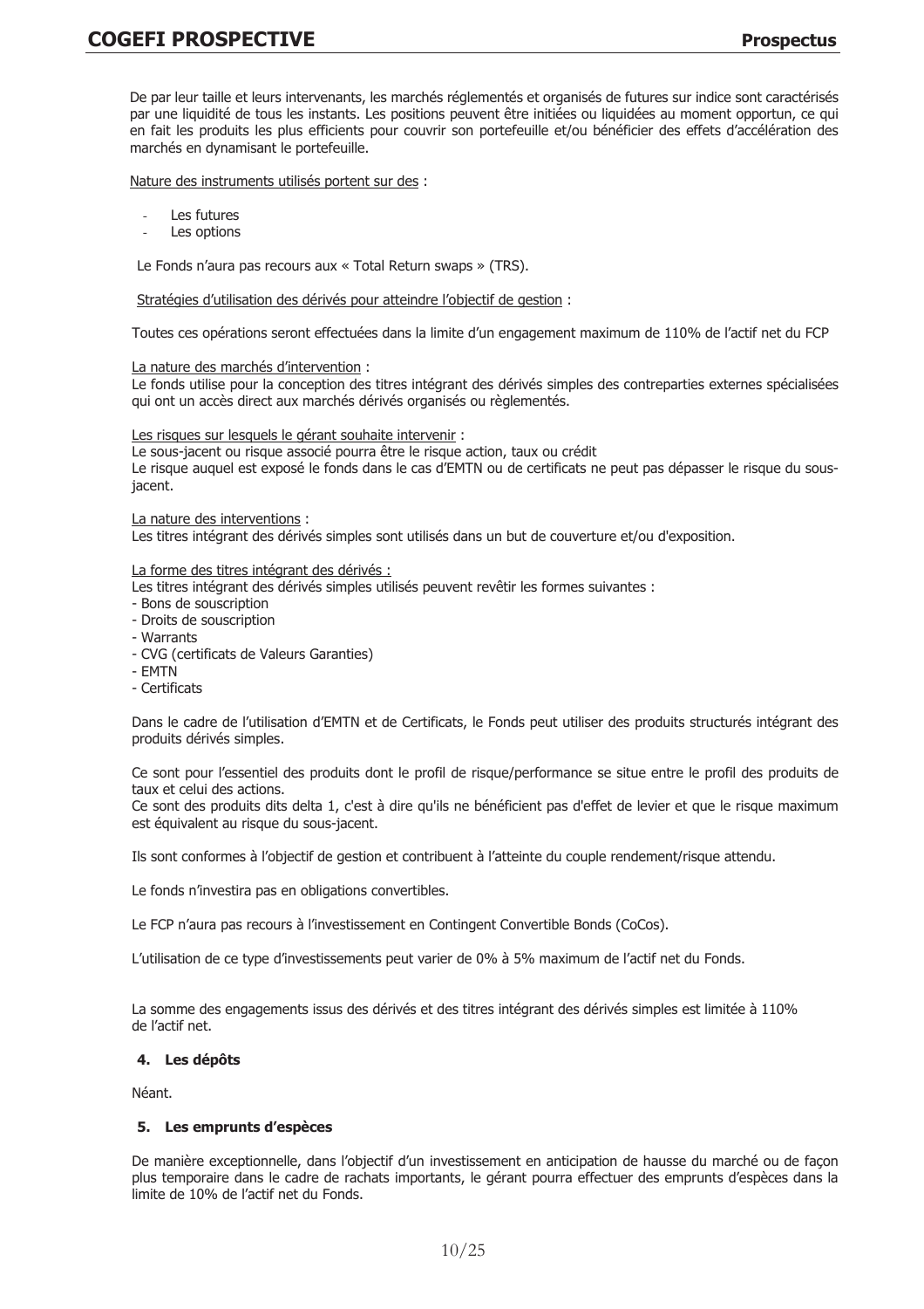De par leur taille et leurs intervenants, les marchés réglementés et organisés de futures sur indice sont caractérisés par une liquidité de tous les instants. Les positions peuvent être initiées ou liquidées au moment opportun, ce qui en fait les produits les plus efficients pour couvrir son portefeuille et/ou bénéficier des effets d'accélération des marchés en dynamisant le portefeuille.

Nature des instruments utilisés portent sur des :

- Les futures
- Les options

Le Fonds n'aura pas recours aux « Total Return swaps » (TRS).

Stratégies d'utilisation des dérivés pour atteindre l'objectif de gestion :

Toutes ces opérations seront effectuées dans la limite d'un engagement maximum de 110% de l'actif net du FCP

La nature des marchés d'intervention :
Le fonds utilise pour la conception des titres intégrant des dérivés simples des contreparties externes spécialisées qui ont un accès direct aux marchés dérivés organisés ou règlementés.

Les risques sur lesquels le gérant souhaite intervenir :
Le sous-jacent ou risque associé pourra être le risque action, taux ou crédit
Le risque auquel est exposé le fonds dans le cas d'EMTN ou de certificats ne peut pas dépasser le risque du sous-jacent.

La nature des interventions :
Les titres intégrant des dérivés simples sont utilisés dans un but de couverture et/ou d'exposition.

La forme des titres intégrant des dérivés :
Les titres intégrant des dérivés simples utilisés peuvent revêtir les formes suivantes :
- Bons de souscription
- Droits de souscription
- Warrants
- CVG (certificats de Valeurs Garanties)
- EMTN
- Certificats

Dans le cadre de l'utilisation d'EMTN et de Certificats, le Fonds peut utiliser des produits structurés intégrant des produits dérivés simples.

Ce sont pour l'essentiel des produits dont le profil de risque/performance se situe entre le profil des produits de taux et celui des actions.
Ce sont des produits dits delta 1, c'est à dire qu'ils ne bénéficient pas d'effet de levier et que le risque maximum est équivalent au risque du sous-jacent.

Ils sont conformes à l'objectif de gestion et contribuent à l'atteinte du couple rendement/risque attendu.

Le fonds n'investira pas en obligations convertibles.

Le FCP n'aura pas recours à l'investissement en Contingent Convertible Bonds (CoCos).

L'utilisation de ce type d'investissements peut varier de 0% à 5% maximum de l'actif net du Fonds.

La somme des engagements issus des dérivés et des titres intégrant des dérivés simples est limitée à 110% de l'actif net.

**4. Les dépôts**

Néant.

**5. Les emprunts d'espèces**

De manière exceptionnelle, dans l'objectif d'un investissement en anticipation de hausse du marché ou de façon plus temporaire dans le cadre de rachats importants, le gérant pourra effectuer des emprunts d'espèces dans la limite de 10% de l'actif net du Fonds.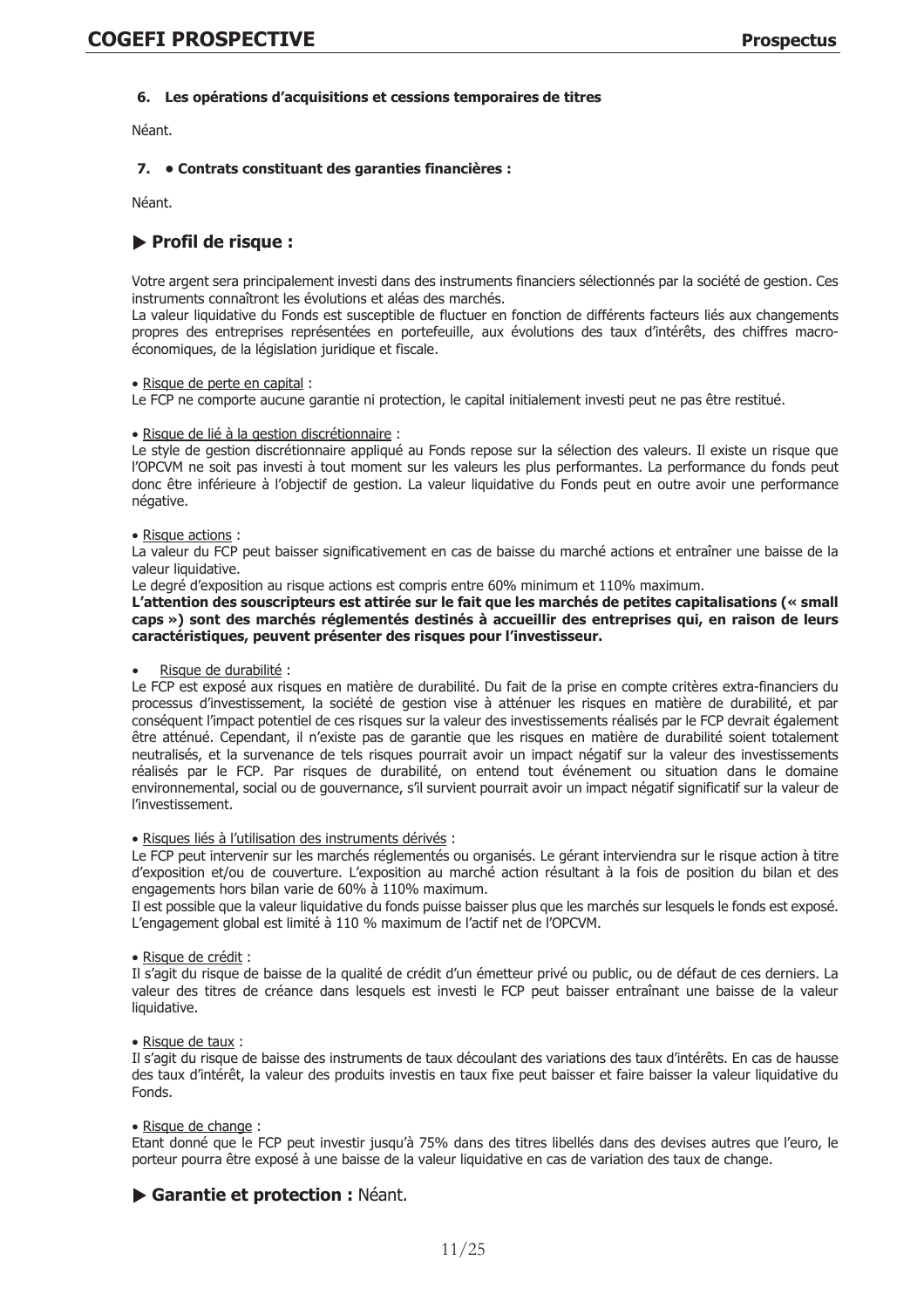**6. Les opérations d'acquisitions et cessions temporaires de titres**

Néant.

**7. • Contrats constituant des garanties financières :**

Néant.

## ▶ Profil de risque :

Votre argent sera principalement investi dans des instruments financiers sélectionnés par la société de gestion. Ces instruments connaîtront les évolutions et aléas des marchés.
La valeur liquidative du Fonds est susceptible de fluctuer en fonction de différents facteurs liés aux changements propres des entreprises représentées en portefeuille, aux évolutions des taux d'intérêts, des chiffres macro-économiques, de la législation juridique et fiscale.

• Risque de perte en capital :
Le FCP ne comporte aucune garantie ni protection, le capital initialement investi peut ne pas être restitué.

• Risque de lié à la gestion discrétionnaire :
Le style de gestion discrétionnaire appliqué au Fonds repose sur la sélection des valeurs. Il existe un risque que l'OPCVM ne soit pas investi à tout moment sur les valeurs les plus performantes. La performance du fonds peut donc être inférieure à l'objectif de gestion. La valeur liquidative du Fonds peut en outre avoir une performance négative.

• Risque actions :
La valeur du FCP peut baisser significativement en cas de baisse du marché actions et entraîner une baisse de la valeur liquidative.
Le degré d'exposition au risque actions est compris entre 60% minimum et 110% maximum.
**L'attention des souscripteurs est attirée sur le fait que les marchés de petites capitalisations (« small caps ») sont des marchés réglementés destinés à accueillir des entreprises qui, en raison de leurs caractéristiques, peuvent présenter des risques pour l'investisseur.**

• Risque de durabilité :
Le FCP est exposé aux risques en matière de durabilité. Du fait de la prise en compte critères extra-financiers du processus d'investissement, la société de gestion vise à atténuer les risques en matière de durabilité, et par conséquent l'impact potentiel de ces risques sur la valeur des investissements réalisés par le FCP devrait également être atténué. Cependant, il n'existe pas de garantie que les risques en matière de durabilité soient totalement neutralisés, et la survenance de tels risques pourrait avoir un impact négatif sur la valeur des investissements réalisés par le FCP. Par risques de durabilité, on entend tout événement ou situation dans le domaine environnemental, social ou de gouvernance, s'il survient pourrait avoir un impact négatif significatif sur la valeur de l'investissement.

• Risques liés à l'utilisation des instruments dérivés :
Le FCP peut intervenir sur les marchés réglementés ou organisés. Le gérant interviendra sur le risque action à titre d'exposition et/ou de couverture. L'exposition au marché action résultant à la fois de position du bilan et des engagements hors bilan varie de 60% à 110% maximum.
Il est possible que la valeur liquidative du fonds puisse baisser plus que les marchés sur lesquels le fonds est exposé. L'engagement global est limité à 110 % maximum de l'actif net de l'OPCVM.

• Risque de crédit :
Il s'agit du risque de baisse de la qualité de crédit d'un émetteur privé ou public, ou de défaut de ces derniers. La valeur des titres de créance dans lesquels est investi le FCP peut baisser entraînant une baisse de la valeur liquidative.

• Risque de taux :
Il s'agit du risque de baisse des instruments de taux découlant des variations des taux d'intérêts. En cas de hausse des taux d'intérêt, la valeur des produits investis en taux fixe peut baisser et faire baisser la valeur liquidative du Fonds.

• Risque de change :
Etant donné que le FCP peut investir jusqu'à 75% dans des titres libellés dans des devises autres que l'euro, le porteur pourra être exposé à une baisse de la valeur liquidative en cas de variation des taux de change.

## ▶ Garantie et protection : Néant.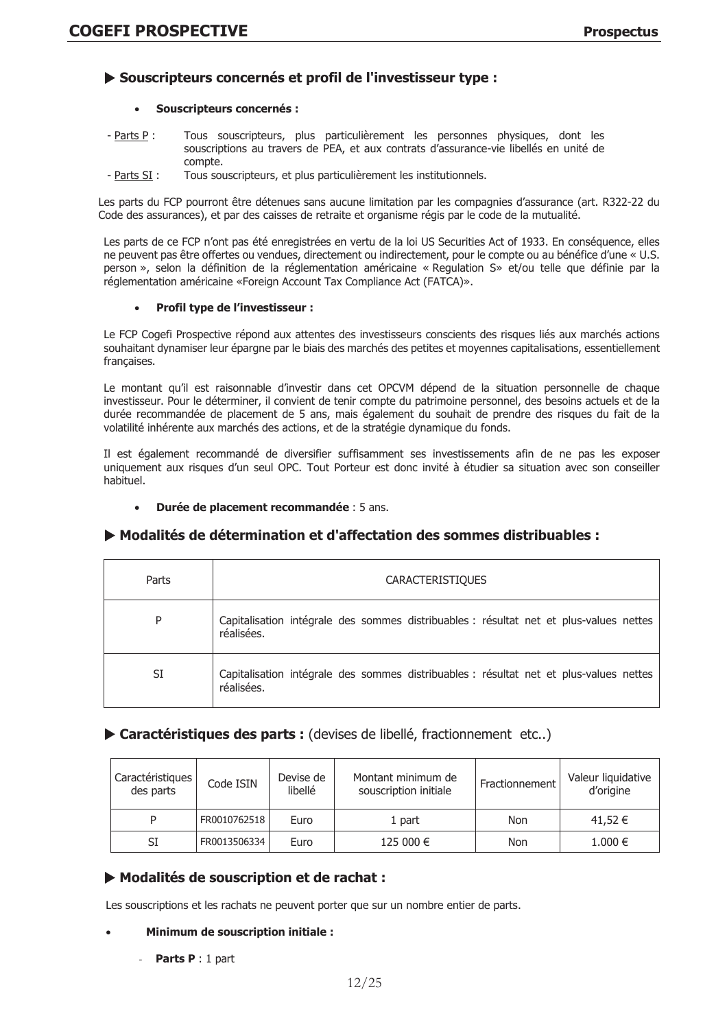## ▶ Souscripteurs concernés et profil de l'investisseur type :

- **Souscripteurs concernés :**

- Parts P : Tous souscripteurs, plus particulièrement les personnes physiques, dont les souscriptions au travers de PEA, et aux contrats d'assurance-vie libellés en unité de compte.
- Parts SI : Tous souscripteurs, et plus particulièrement les institutionnels.

Les parts du FCP pourront être détenues sans aucune limitation par les compagnies d'assurance (art. R322-22 du Code des assurances), et par des caisses de retraite et organisme régis par le code de la mutualité.

Les parts de ce FCP n'ont pas été enregistrées en vertu de la loi US Securities Act of 1933. En conséquence, elles ne peuvent pas être offertes ou vendues, directement ou indirectement, pour le compte ou au bénéfice d'une « U.S. person », selon la définition de la réglementation américaine « Regulation S» et/ou telle que définie par la réglementation américaine «Foreign Account Tax Compliance Act (FATCA)».

- **Profil type de l'investisseur :**

Le FCP Cogefi Prospective répond aux attentes des investisseurs conscients des risques liés aux marchés actions souhaitant dynamiser leur épargne par le biais des marchés des petites et moyennes capitalisations, essentiellement françaises.

Le montant qu'il est raisonnable d'investir dans cet OPCVM dépend de la situation personnelle de chaque investisseur. Pour le déterminer, il convient de tenir compte du patrimoine personnel, des besoins actuels et de la durée recommandée de placement de 5 ans, mais également du souhait de prendre des risques du fait de la volatilité inhérente aux marchés des actions, et de la stratégie dynamique du fonds.

Il est également recommandé de diversifier suffisamment ses investissements afin de ne pas les exposer uniquement aux risques d'un seul OPC. Tout Porteur est donc invité à étudier sa situation avec son conseiller habituel.

- **Durée de placement recommandée** : 5 ans.

## ▶ Modalités de détermination et d'affectation des sommes distribuables :

| Parts | CARACTERISTIQUES |
|---|---|
| P | Capitalisation intégrale des sommes distribuables : résultat net et plus-values nettes réalisées. |
| SI | Capitalisation intégrale des sommes distribuables : résultat net et plus-values nettes réalisées. |

## ▶ Caractéristiques des parts : (devises de libellé, fractionnement etc..)

| Caractéristiques des parts | Code ISIN | Devise de libellé | Montant minimum de souscription initiale | Fractionnement | Valeur liquidative d'origine |
|---|---|---|---|---|---|
| P | FR0010762518 | Euro | 1 part | Non | 41,52 € |
| SI | FR0013506334 | Euro | 125 000 € | Non | 1.000 € |

## ▶ Modalités de souscription et de rachat :

Les souscriptions et les rachats ne peuvent porter que sur un nombre entier de parts.

- **Minimum de souscription initiale :**
  - **Parts P** : 1 part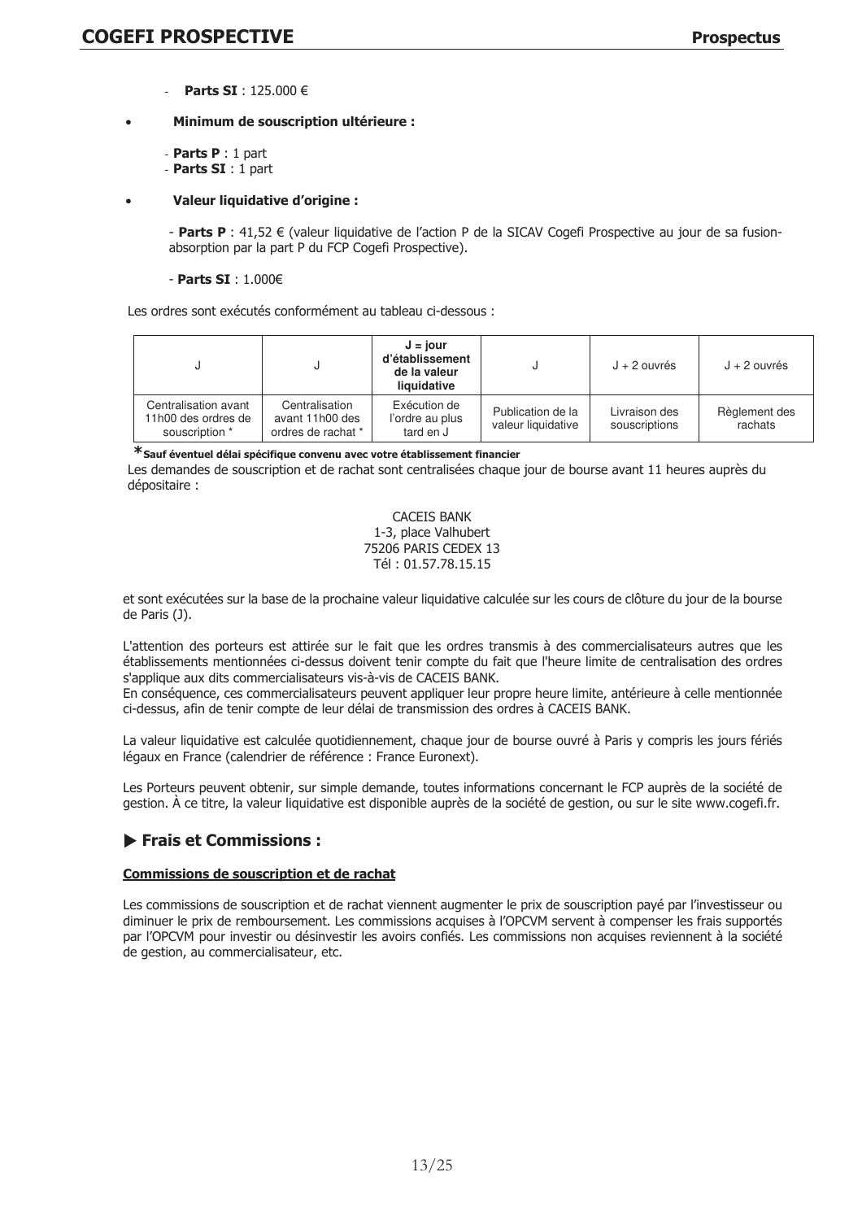- **Parts SI** : 125.000 €

- **Minimum de souscription ultérieure :**

  - **Parts P** : 1 part
  - **Parts SI** : 1 part

- **Valeur liquidative d'origine :**

  - **Parts P** : 41,52 € (valeur liquidative de l'action P de la SICAV Cogefi Prospective au jour de sa fusion-absorption par la part P du FCP Cogefi Prospective).

  - **Parts SI** : 1.000€

Les ordres sont exécutés conformément au tableau ci-dessous :

| J | J | **J = jour d'établissement de la valeur liquidative** | J | J + 2 ouvrés | J + 2 ouvrés |
|---|---|---|---|---|---|
| Centralisation avant 11h00 des ordres de souscription * | Centralisation avant 11h00 des ordres de rachat * | Exécution de l'ordre au plus tard en J | Publication de la valeur liquidative | Livraison des souscriptions | Règlement des rachats |

***Sauf éventuel délai spécifique convenu avec votre établissement financier**

Les demandes de souscription et de rachat sont centralisées chaque jour de bourse avant 11 heures auprès du dépositaire :

CACEIS BANK
1-3, place Valhubert
75206 PARIS CEDEX 13
Tél : 01.57.78.15.15

et sont exécutées sur la base de la prochaine valeur liquidative calculée sur les cours de clôture du jour de la bourse de Paris (J).

L'attention des porteurs est attirée sur le fait que les ordres transmis à des commercialisateurs autres que les établissements mentionnées ci-dessus doivent tenir compte du fait que l'heure limite de centralisation des ordres s'applique aux dits commercialisateurs vis-à-vis de CACEIS BANK.
En conséquence, ces commercialisateurs peuvent appliquer leur propre heure limite, antérieure à celle mentionnée ci-dessus, afin de tenir compte de leur délai de transmission des ordres à CACEIS BANK.

La valeur liquidative est calculée quotidiennement, chaque jour de bourse ouvré à Paris y compris les jours fériés légaux en France (calendrier de référence : France Euronext).

Les Porteurs peuvent obtenir, sur simple demande, toutes informations concernant le FCP auprès de la société de gestion. À ce titre, la valeur liquidative est disponible auprès de la société de gestion, ou sur le site www.cogefi.fr.

## ▶ Frais et Commissions :

**Commissions de souscription et de rachat**

Les commissions de souscription et de rachat viennent augmenter le prix de souscription payé par l'investisseur ou diminuer le prix de remboursement. Les commissions acquises à l'OPCVM servent à compenser les frais supportés par l'OPCVM pour investir ou désinvestir les avoirs confiés. Les commissions non acquises reviennent à la société de gestion, au commercialisateur, etc.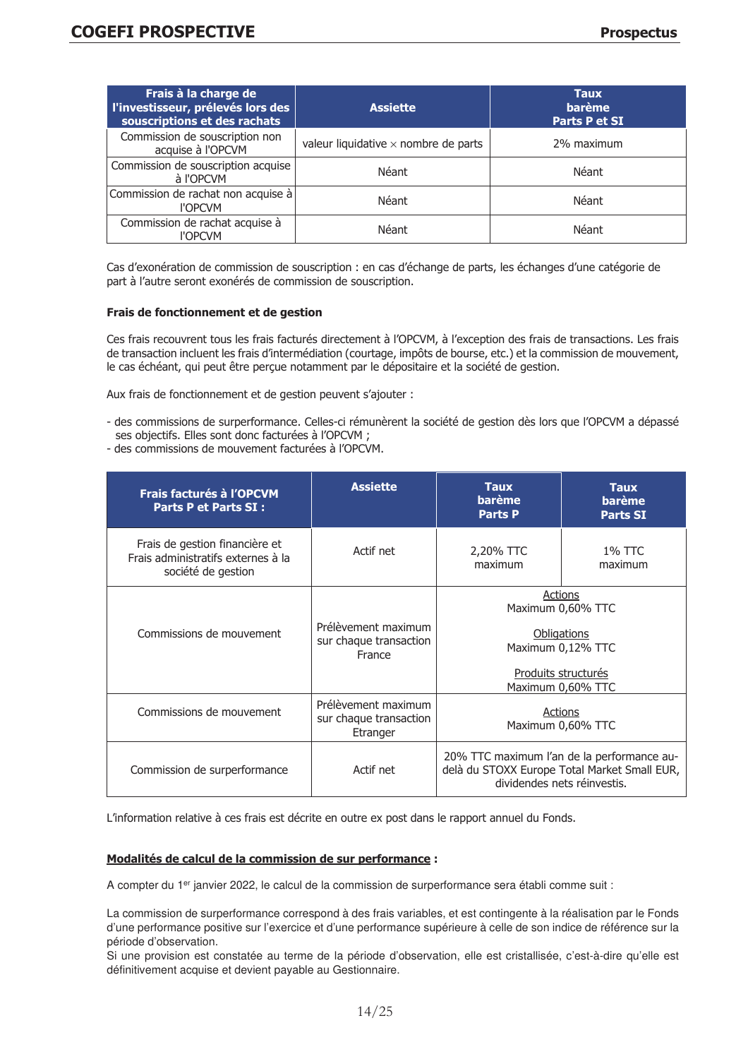| Frais à la charge de l'investisseur, prélevés lors des souscriptions et des rachats | Assiette | Taux barème Parts P et SI |
|---|---|---|
| Commission de souscription non acquise à l'OPCVM | valeur liquidative × nombre de parts | 2% maximum |
| Commission de souscription acquise à l'OPCVM | Néant | Néant |
| Commission de rachat non acquise à l'OPCVM | Néant | Néant |
| Commission de rachat acquise à l'OPCVM | Néant | Néant |

Cas d'exonération de commission de souscription : en cas d'échange de parts, les échanges d'une catégorie de part à l'autre seront exonérés de commission de souscription.

**Frais de fonctionnement et de gestion**

Ces frais recouvrent tous les frais facturés directement à l'OPCVM, à l'exception des frais de transactions. Les frais de transaction incluent les frais d'intermédiation (courtage, impôts de bourse, etc.) et la commission de mouvement, le cas échéant, qui peut être perçue notamment par le dépositaire et la société de gestion.

Aux frais de fonctionnement et de gestion peuvent s'ajouter :

- des commissions de surperformance. Celles-ci rémunèrent la société de gestion dès lors que l'OPCVM a dépassé ses objectifs. Elles sont donc facturées à l'OPCVM ;
- des commissions de mouvement facturées à l'OPCVM.

| Frais facturés à l'OPCVM Parts P et Parts SI : | Assiette | Taux barème Parts P | Taux barème Parts SI |
|---|---|---|---|
| Frais de gestion financière et Frais administratifs externes à la société de gestion | Actif net | 2,20% TTC maximum | 1% TTC maximum |
| Commissions de mouvement | Prélèvement maximum sur chaque transaction France | <u>Actions</u> Maximum 0,60% TTC<br><u>Obligations</u> Maximum 0,12% TTC<br><u>Produits structurés</u> Maximum 0,60% TTC | |
| Commissions de mouvement | Prélèvement maximum sur chaque transaction Etranger | <u>Actions</u> Maximum 0,60% TTC | |
| Commission de surperformance | Actif net | 20% TTC maximum l'an de la performance au-delà du STOXX Europe Total Market Small EUR, dividendes nets réinvestis. | |

L'information relative à ces frais est décrite en outre ex post dans le rapport annuel du Fonds.

**<u>Modalités de calcul de la commission de sur performance</u> :**

A compter du 1er janvier 2022, le calcul de la commission de surperformance sera établi comme suit :

La commission de surperformance correspond à des frais variables, et est contingente à la réalisation par le Fonds d'une performance positive sur l'exercice et d'une performance supérieure à celle de son indice de référence sur la période d'observation.
Si une provision est constatée au terme de la période d'observation, elle est cristallisée, c'est-à-dire qu'elle est définitivement acquise et devient payable au Gestionnaire.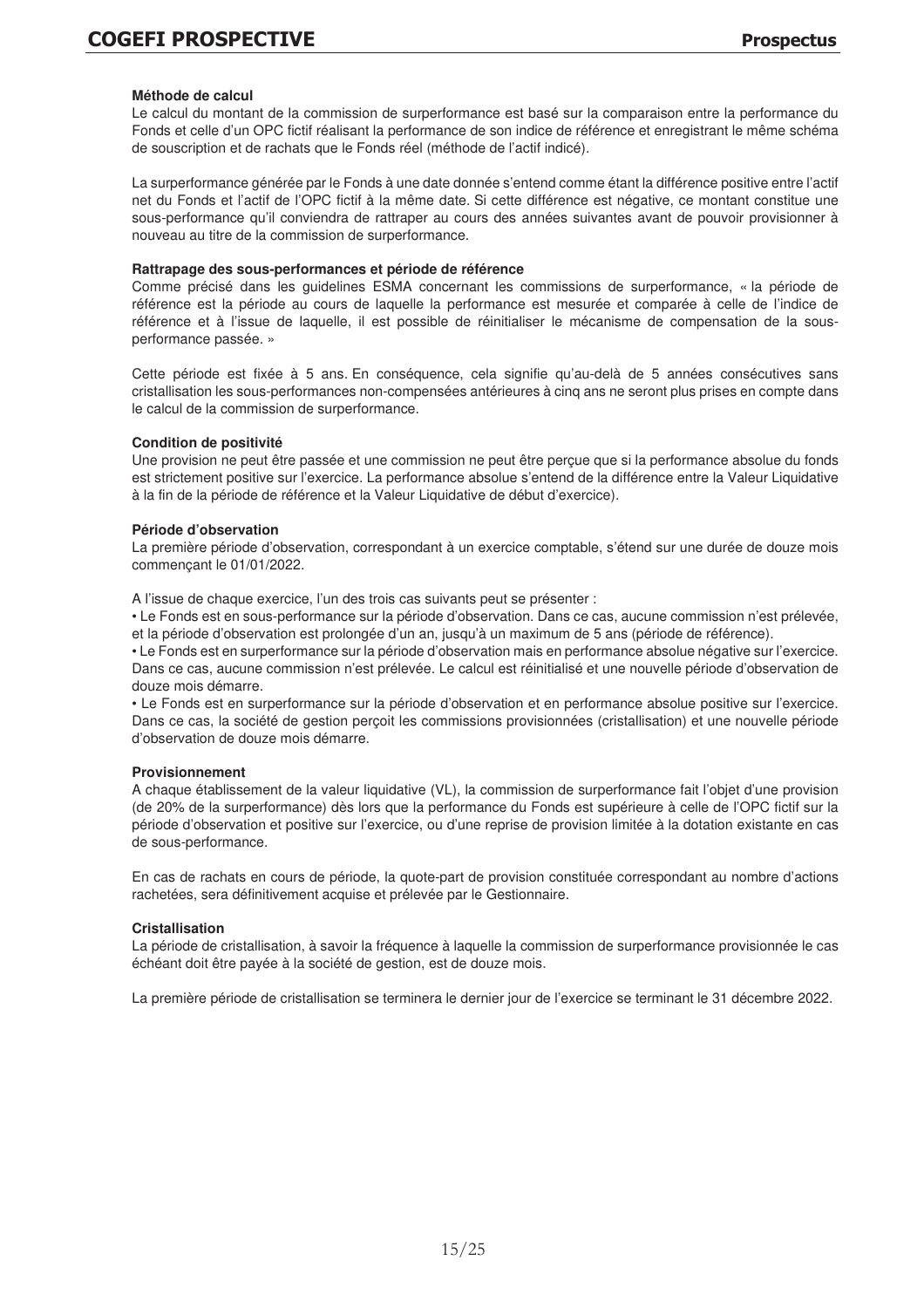**Méthode de calcul**

Le calcul du montant de la commission de surperformance est basé sur la comparaison entre la performance du Fonds et celle d'un OPC fictif réalisant la performance de son indice de référence et enregistrant le même schéma de souscription et de rachats que le Fonds réel (méthode de l'actif indicé).

La surperformance générée par le Fonds à une date donnée s'entend comme étant la différence positive entre l'actif net du Fonds et l'actif de l'OPC fictif à la même date. Si cette différence est négative, ce montant constitue une sous-performance qu'il conviendra de rattraper au cours des années suivantes avant de pouvoir provisionner à nouveau au titre de la commission de surperformance.

**Rattrapage des sous-performances et période de référence**

Comme précisé dans les guidelines ESMA concernant les commissions de surperformance, « la période de référence est la période au cours de laquelle la performance est mesurée et comparée à celle de l'indice de référence et à l'issue de laquelle, il est possible de réinitialiser le mécanisme de compensation de la sous-performance passée. »

Cette période est fixée à 5 ans. En conséquence, cela signifie qu'au-delà de 5 années consécutives sans cristallisation les sous-performances non-compensées antérieures à cinq ans ne seront plus prises en compte dans le calcul de la commission de surperformance.

**Condition de positivité**

Une provision ne peut être passée et une commission ne peut être perçue que si la performance absolue du fonds est strictement positive sur l'exercice. La performance absolue s'entend de la différence entre la Valeur Liquidative à la fin de la période de référence et la Valeur Liquidative de début d'exercice).

**Période d'observation**

La première période d'observation, correspondant à un exercice comptable, s'étend sur une durée de douze mois commençant le 01/01/2022.

A l'issue de chaque exercice, l'un des trois cas suivants peut se présenter :

• Le Fonds est en sous-performance sur la période d'observation. Dans ce cas, aucune commission n'est prélevée, et la période d'observation est prolongée d'un an, jusqu'à un maximum de 5 ans (période de référence).

• Le Fonds est en surperformance sur la période d'observation mais en performance absolue négative sur l'exercice. Dans ce cas, aucune commission n'est prélevée. Le calcul est réinitialisé et une nouvelle période d'observation de douze mois démarre.

• Le Fonds est en surperformance sur la période d'observation et en performance absolue positive sur l'exercice. Dans ce cas, la société de gestion perçoit les commissions provisionnées (cristallisation) et une nouvelle période d'observation de douze mois démarre.

**Provisionnement**

A chaque établissement de la valeur liquidative (VL), la commission de surperformance fait l'objet d'une provision (de 20% de la surperformance) dès lors que la performance du Fonds est supérieure à celle de l'OPC fictif sur la période d'observation et positive sur l'exercice, ou d'une reprise de provision limitée à la dotation existante en cas de sous-performance.

En cas de rachats en cours de période, la quote-part de provision constituée correspondant au nombre d'actions rachetées, sera définitivement acquise et prélevée par le Gestionnaire.

**Cristallisation**

La période de cristallisation, à savoir la fréquence à laquelle la commission de surperformance provisionnée le cas échéant doit être payée à la société de gestion, est de douze mois.

La première période de cristallisation se terminera le dernier jour de l'exercice se terminant le 31 décembre 2022.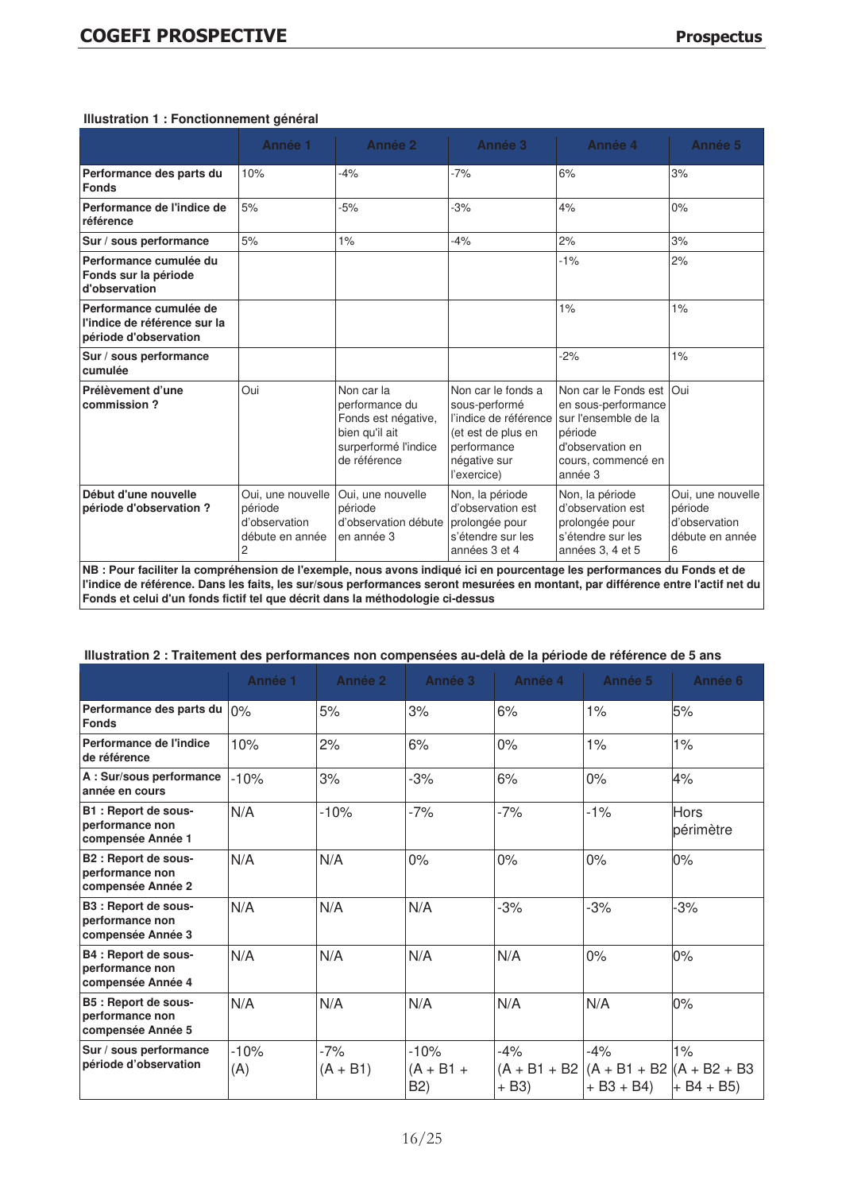**Illustration 1 : Fonctionnement général**

| | Année 1 | Année 2 | Année 3 | Année 4 | Année 5 |
|---|---|---|---|---|---|
| **Performance des parts du Fonds** | 10% | -4% | -7% | 6% | 3% |
| **Performance de l'indice de référence** | 5% | -5% | -3% | 4% | 0% |
| **Sur / sous performance** | 5% | 1% | -4% | 2% | 3% |
| **Performance cumulée du Fonds sur la période d'observation** | | | | -1% | 2% |
| **Performance cumulée de l'indice de référence sur la période d'observation** | | | | 1% | 1% |
| **Sur / sous performance cumulée** | | | | -2% | 1% |
| **Prélèvement d'une commission ?** | Oui | Non car la performance du Fonds est négative, bien qu'il ait surperformé l'indice de référence | Non car le fonds a sous-performé l'indice de référence (et est de plus en performance négative sur l'exercice) | Non car le Fonds est en sous-performance sur l'ensemble de la période d'observation en cours, commencé en année 3 | Oui |
| **Début d'une nouvelle période d'observation ?** | Oui, une nouvelle période d'observation débute en année 2 | Oui, une nouvelle période d'observation débute en année 3 | Non, la période d'observation est prolongée pour s'étendre sur les années 3 et 4 | Non, la période d'observation est prolongée pour s'étendre sur les années 3, 4 et 5 | Oui, une nouvelle période d'observation débute en année 6 |

**NB : Pour faciliter la compréhension de l'exemple, nous avons indiqué ici en pourcentage les performances du Fonds et de l'indice de référence. Dans les faits, les sur/sous performances seront mesurées en montant, par différence entre l'actif net du Fonds et celui d'un fonds fictif tel que décrit dans la méthodologie ci-dessus**

**Illustration 2 : Traitement des performances non compensées au-delà de la période de référence de 5 ans**

| | Année 1 | Année 2 | Année 3 | Année 4 | Année 5 | Année 6 |
|---|---|---|---|---|---|---|
| **Performance des parts du Fonds** | 0% | 5% | 3% | 6% | 1% | 5% |
| **Performance de l'indice de référence** | 10% | 2% | 6% | 0% | 1% | 1% |
| **A : Sur/sous performance année en cours** | -10% | 3% | -3% | 6% | 0% | 4% |
| **B1 : Report de sous-performance non compensée Année 1** | N/A | -10% | -7% | -7% | -1% | Hors périmètre |
| **B2 : Report de sous-performance non compensée Année 2** | N/A | N/A | 0% | 0% | 0% | 0% |
| **B3 : Report de sous-performance non compensée Année 3** | N/A | N/A | N/A | -3% | -3% | -3% |
| **B4 : Report de sous-performance non compensée Année 4** | N/A | N/A | N/A | N/A | 0% | 0% |
| **B5 : Report de sous-performance non compensée Année 5** | N/A | N/A | N/A | N/A | N/A | 0% |
| **Sur / sous performance période d'observation** | -10% (A) | -7% (A + B1) | -10% (A + B1 + B2) | -4% (A + B1 + B2 + B3) | -4% (A + B1 + B2 + B3 + B4) | 1% (A + B2 + B3 + B4 + B5) |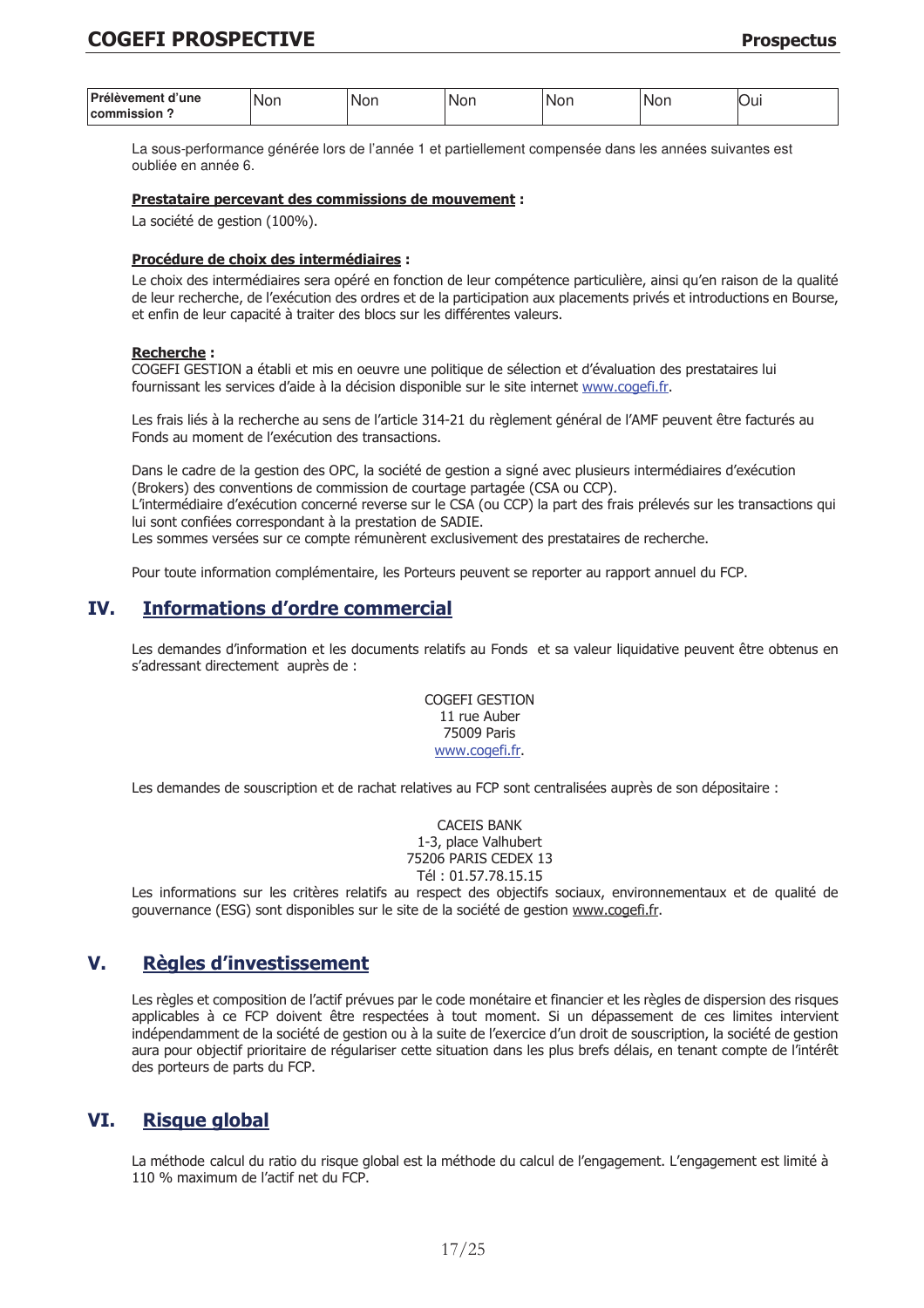| Prélèvement d'une commission ? | Non | Non | Non | Non | Non | Oui |
|---|---|---|---|---|---|---|

La sous-performance générée lors de l'année 1 et partiellement compensée dans les années suivantes est oubliée en année 6.

**Prestataire percevant des commissions de mouvement :**

La société de gestion (100%).

**Procédure de choix des intermédiaires :**

Le choix des intermédiaires sera opéré en fonction de leur compétence particulière, ainsi qu'en raison de la qualité de leur recherche, de l'exécution des ordres et de la participation aux placements privés et introductions en Bourse, et enfin de leur capacité à traiter des blocs sur les différentes valeurs.

**Recherche :**

COGEFI GESTION a établi et mis en oeuvre une politique de sélection et d'évaluation des prestataires lui fournissant les services d'aide à la décision disponible sur le site internet www.cogefi.fr.

Les frais liés à la recherche au sens de l'article 314-21 du règlement général de l'AMF peuvent être facturés au Fonds au moment de l'exécution des transactions.

Dans le cadre de la gestion des OPC, la société de gestion a signé avec plusieurs intermédiaires d'exécution (Brokers) des conventions de commission de courtage partagée (CSA ou CCP).
L'intermédiaire d'exécution concerné reverse sur le CSA (ou CCP) la part des frais prélevés sur les transactions qui lui sont confiées correspondant à la prestation de SADIE.
Les sommes versées sur ce compte rémunèrent exclusivement des prestataires de recherche.

Pour toute information complémentaire, les Porteurs peuvent se reporter au rapport annuel du FCP.

## IV. Informations d'ordre commercial

Les demandes d'information et les documents relatifs au Fonds et sa valeur liquidative peuvent être obtenus en s'adressant directement auprès de :

COGEFI GESTION
11 rue Auber
75009 Paris
www.cogefi.fr.

Les demandes de souscription et de rachat relatives au FCP sont centralisées auprès de son dépositaire :

CACEIS BANK
1-3, place Valhubert
75206 PARIS CEDEX 13
Tél : 01.57.78.15.15

Les informations sur les critères relatifs au respect des objectifs sociaux, environnementaux et de qualité de gouvernance (ESG) sont disponibles sur le site de la société de gestion www.cogefi.fr.

## V. Règles d'investissement

Les règles et composition de l'actif prévues par le code monétaire et financier et les règles de dispersion des risques applicables à ce FCP doivent être respectées à tout moment. Si un dépassement de ces limites intervient indépendamment de la société de gestion ou à la suite de l'exercice d'un droit de souscription, la société de gestion aura pour objectif prioritaire de régulariser cette situation dans les plus brefs délais, en tenant compte de l'intérêt des porteurs de parts du FCP.

## VI. Risque global

La méthode calcul du ratio du risque global est la méthode du calcul de l'engagement. L'engagement est limité à 110 % maximum de l'actif net du FCP.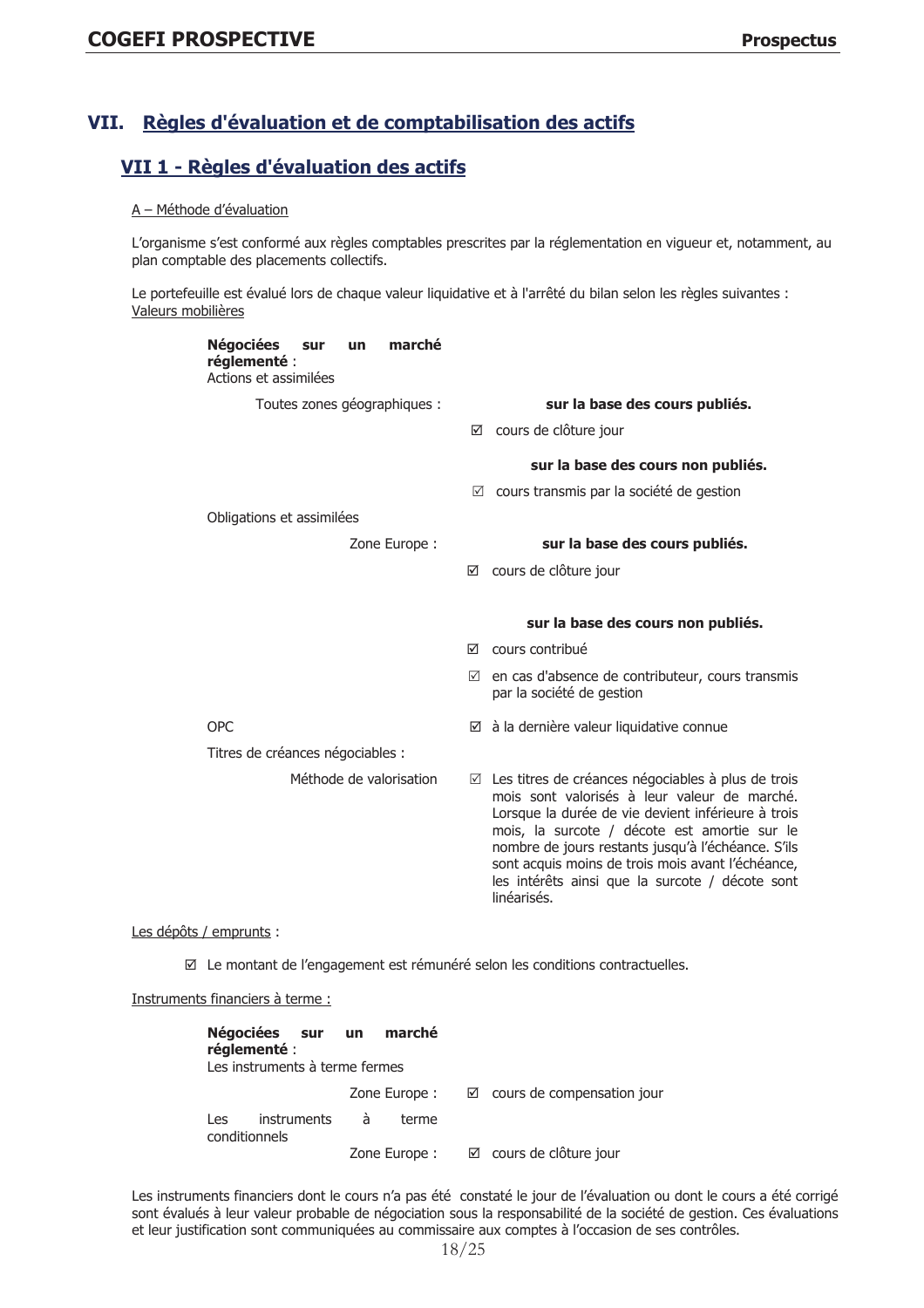## VII. Règles d'évaluation et de comptabilisation des actifs

### VII 1 - Règles d'évaluation des actifs

A – Méthode d'évaluation

L'organisme s'est conformé aux règles comptables prescrites par la réglementation en vigueur et, notamment, au plan comptable des placements collectifs.

Le portefeuille est évalué lors de chaque valeur liquidative et à l'arrêté du bilan selon les règles suivantes :
Valeurs mobilières

**Négociées sur un marché réglementé** :
Actions et assimilées

| | |
|---|---|
| Toutes zones géographiques : | **sur la base des cours publiés.** |
| | ☑ cours de clôture jour |
| | **sur la base des cours non publiés.** |
| | ☑ cours transmis par la société de gestion |
| Obligations et assimilées | |
| Zone Europe : | **sur la base des cours publiés.** |
| | ☑ cours de clôture jour |
| | **sur la base des cours non publiés.** |
| | ☑ cours contribué |
| | ☑ en cas d'absence de contributeur, cours transmis par la société de gestion |
| OPC | ☑ à la dernière valeur liquidative connue |
| Titres de créances négociables : | |
| Méthode de valorisation | ☑ Les titres de créances négociables à plus de trois mois sont valorisés à leur valeur de marché. Lorsque la durée de vie devient inférieure à trois mois, la surcote / décote est amortie sur le nombre de jours restants jusqu'à l'échéance. S'ils sont acquis moins de trois mois avant l'échéance, les intérêts ainsi que la surcote / décote sont linéarisés. |

Les dépôts / emprunts :

☑ Le montant de l'engagement est rémunéré selon les conditions contractuelles.

Instruments financiers à terme :

**Négociées sur un marché réglementé** :
Les instruments à terme fermes

| | |
|---|---|
| Zone Europe : | ☑ cours de compensation jour |
| Les instruments à terme conditionnels | |
| Zone Europe : | ☑ cours de clôture jour |

Les instruments financiers dont le cours n'a pas été constaté le jour de l'évaluation ou dont le cours a été corrigé sont évalués à leur valeur probable de négociation sous la responsabilité de la société de gestion. Ces évaluations et leur justification sont communiquées au commissaire aux comptes à l'occasion de ses contrôles.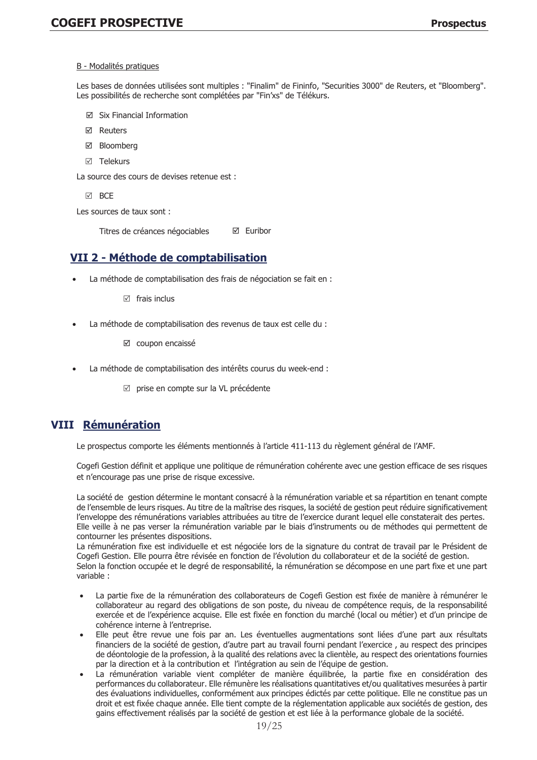B - Modalités pratiques

Les bases de données utilisées sont multiples : "Finalim" de Fininfo, "Securities 3000" de Reuters, et "Bloomberg". Les possibilités de recherche sont complétées par "Fin'xs" de Télékurs.

- ☑ Six Financial Information
- ☑ Reuters
- ☑ Bloomberg
- ☑ Telekurs

La source des cours de devises retenue est :

- ☑ BCE

Les sources de taux sont :

Titres de créances négociables ☑ Euribor

## VII 2 - Méthode de comptabilisation

- La méthode de comptabilisation des frais de négociation se fait en :

  ☑ frais inclus

- La méthode de comptabilisation des revenus de taux est celle du :

  ☑ coupon encaissé

- La méthode de comptabilisation des intérêts courus du week-end :

  ☑ prise en compte sur la VL précédente

# VIII Rémunération

Le prospectus comporte les éléments mentionnés à l'article 411-113 du règlement général de l'AMF.

Cogefi Gestion définit et applique une politique de rémunération cohérente avec une gestion efficace de ses risques et n'encourage pas une prise de risque excessive.

La société de gestion détermine le montant consacré à la rémunération variable et sa répartition en tenant compte de l'ensemble de leurs risques. Au titre de la maîtrise des risques, la société de gestion peut réduire significativement l'enveloppe des rémunérations variables attribuées au titre de l'exercice durant lequel elle constaterait des pertes. Elle veille à ne pas verser la rémunération variable par le biais d'instruments ou de méthodes qui permettent de contourner les présentes dispositions.
La rémunération fixe est individuelle et est négociée lors de la signature du contrat de travail par le Président de Cogefi Gestion. Elle pourra être révisée en fonction de l'évolution du collaborateur et de la société de gestion.
Selon la fonction occupée et le degré de responsabilité, la rémunération se décompose en une part fixe et une part variable :

- La partie fixe de la rémunération des collaborateurs de Cogefi Gestion est fixée de manière à rémunérer le collaborateur au regard des obligations de son poste, du niveau de compétence requis, de la responsabilité exercée et de l'expérience acquise. Elle est fixée en fonction du marché (local ou métier) et d'un principe de cohérence interne à l'entreprise.
- Elle peut être revue une fois par an. Les éventuelles augmentations sont liées d'une part aux résultats financiers de la société de gestion, d'autre part au travail fourni pendant l'exercice , au respect des principes de déontologie de la profession, à la qualité des relations avec la clientèle, au respect des orientations fournies par la direction et à la contribution et l'intégration au sein de l'équipe de gestion.
- La rémunération variable vient compléter de manière équilibrée, la partie fixe en considération des performances du collaborateur. Elle rémunère les réalisations quantitatives et/ou qualitatives mesurées à partir des évaluations individuelles, conformément aux principes édictés par cette politique. Elle ne constitue pas un droit et est fixée chaque année. Elle tient compte de la réglementation applicable aux sociétés de gestion, des gains effectivement réalisés par la société de gestion et est liée à la performance globale de la société.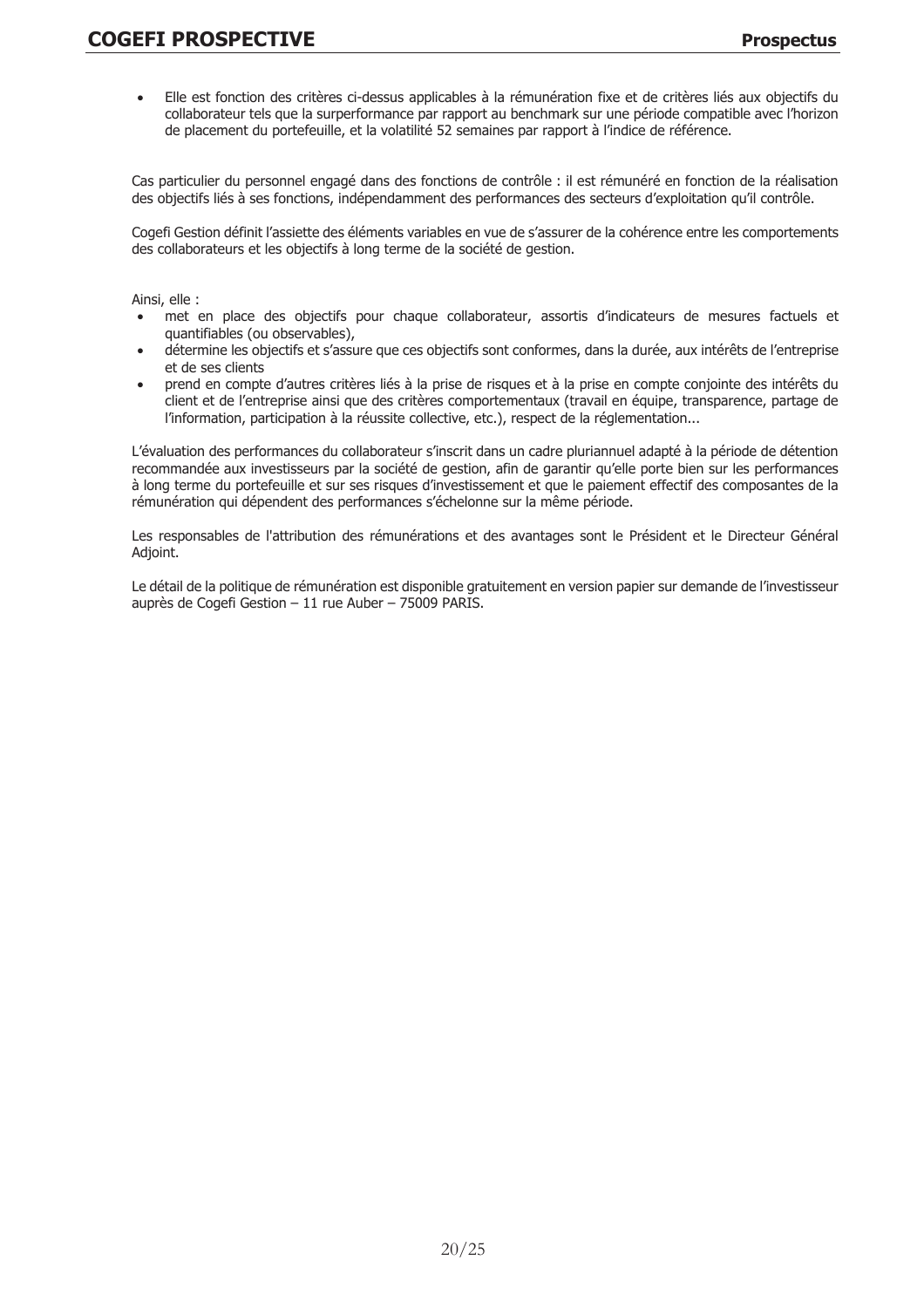- Elle est fonction des critères ci-dessus applicables à la rémunération fixe et de critères liés aux objectifs du collaborateur tels que la surperformance par rapport au benchmark sur une période compatible avec l'horizon de placement du portefeuille, et la volatilité 52 semaines par rapport à l'indice de référence.

Cas particulier du personnel engagé dans des fonctions de contrôle : il est rémunéré en fonction de la réalisation des objectifs liés à ses fonctions, indépendamment des performances des secteurs d'exploitation qu'il contrôle.

Cogefi Gestion définit l'assiette des éléments variables en vue de s'assurer de la cohérence entre les comportements des collaborateurs et les objectifs à long terme de la société de gestion.

Ainsi, elle :

- met en place des objectifs pour chaque collaborateur, assortis d'indicateurs de mesures factuels et quantifiables (ou observables),
- détermine les objectifs et s'assure que ces objectifs sont conformes, dans la durée, aux intérêts de l'entreprise et de ses clients
- prend en compte d'autres critères liés à la prise de risques et à la prise en compte conjointe des intérêts du client et de l'entreprise ainsi que des critères comportementaux (travail en équipe, transparence, partage de l'information, participation à la réussite collective, etc.), respect de la réglementation...

L'évaluation des performances du collaborateur s'inscrit dans un cadre pluriannuel adapté à la période de détention recommandée aux investisseurs par la société de gestion, afin de garantir qu'elle porte bien sur les performances à long terme du portefeuille et sur ses risques d'investissement et que le paiement effectif des composantes de la rémunération qui dépendent des performances s'échelonne sur la même période.

Les responsables de l'attribution des rémunérations et des avantages sont le Président et le Directeur Général Adjoint.

Le détail de la politique de rémunération est disponible gratuitement en version papier sur demande de l'investisseur auprès de Cogefi Gestion – 11 rue Auber – 75009 PARIS.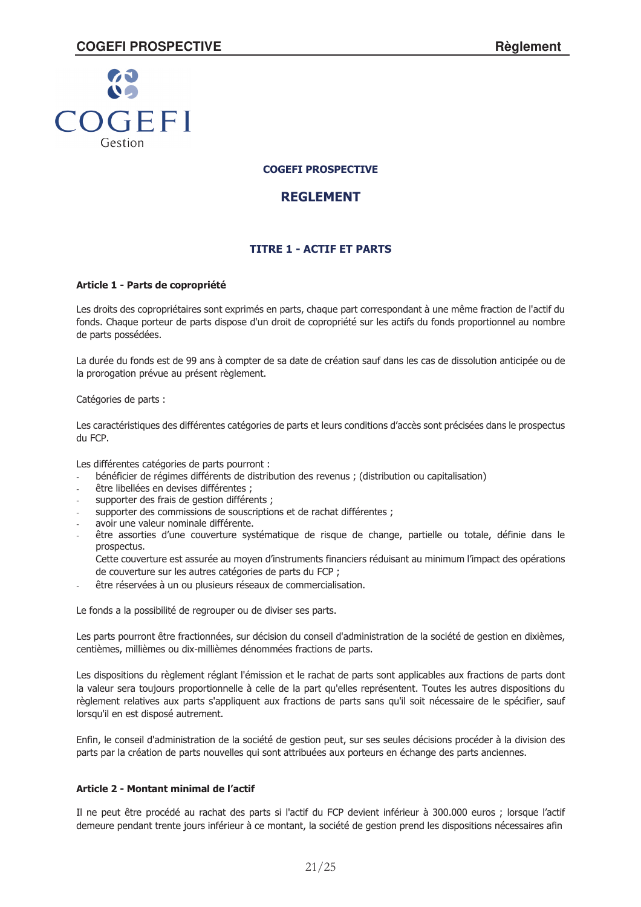# COGEFI PROSPECTIVE

## REGLEMENT

### TITRE 1 - ACTIF ET PARTS

**Article 1 - Parts de copropriété**

Les droits des copropriétaires sont exprimés en parts, chaque part correspondant à une même fraction de l'actif du fonds. Chaque porteur de parts dispose d'un droit de copropriété sur les actifs du fonds proportionnel au nombre de parts possédées.

La durée du fonds est de 99 ans à compter de sa date de création sauf dans les cas de dissolution anticipée ou de la prorogation prévue au présent règlement.

Catégories de parts :

Les caractéristiques des différentes catégories de parts et leurs conditions d'accès sont précisées dans le prospectus du FCP.

Les différentes catégories de parts pourront :

- bénéficier de régimes différents de distribution des revenus ; (distribution ou capitalisation)
- être libellées en devises différentes ;
- supporter des frais de gestion différents ;
- supporter des commissions de souscriptions et de rachat différentes ;
- avoir une valeur nominale différente.
- être assorties d'une couverture systématique de risque de change, partielle ou totale, définie dans le prospectus.
  Cette couverture est assurée au moyen d'instruments financiers réduisant au minimum l'impact des opérations de couverture sur les autres catégories de parts du FCP ;
- être réservées à un ou plusieurs réseaux de commercialisation.

Le fonds a la possibilité de regrouper ou de diviser ses parts.

Les parts pourront être fractionnées, sur décision du conseil d'administration de la société de gestion en dixièmes, centièmes, millièmes ou dix-millièmes dénommées fractions de parts.

Les dispositions du règlement réglant l'émission et le rachat de parts sont applicables aux fractions de parts dont la valeur sera toujours proportionnelle à celle de la part qu'elles représentent. Toutes les autres dispositions du règlement relatives aux parts s'appliquent aux fractions de parts sans qu'il soit nécessaire de le spécifier, sauf lorsqu'il en est disposé autrement.

Enfin, le conseil d'administration de la société de gestion peut, sur ses seules décisions procéder à la division des parts par la création de parts nouvelles qui sont attribuées aux porteurs en échange des parts anciennes.

**Article 2 - Montant minimal de l'actif**

Il ne peut être procédé au rachat des parts si l'actif du FCP devient inférieur à 300.000 euros ; lorsque l'actif demeure pendant trente jours inférieur à ce montant, la société de gestion prend les dispositions nécessaires afin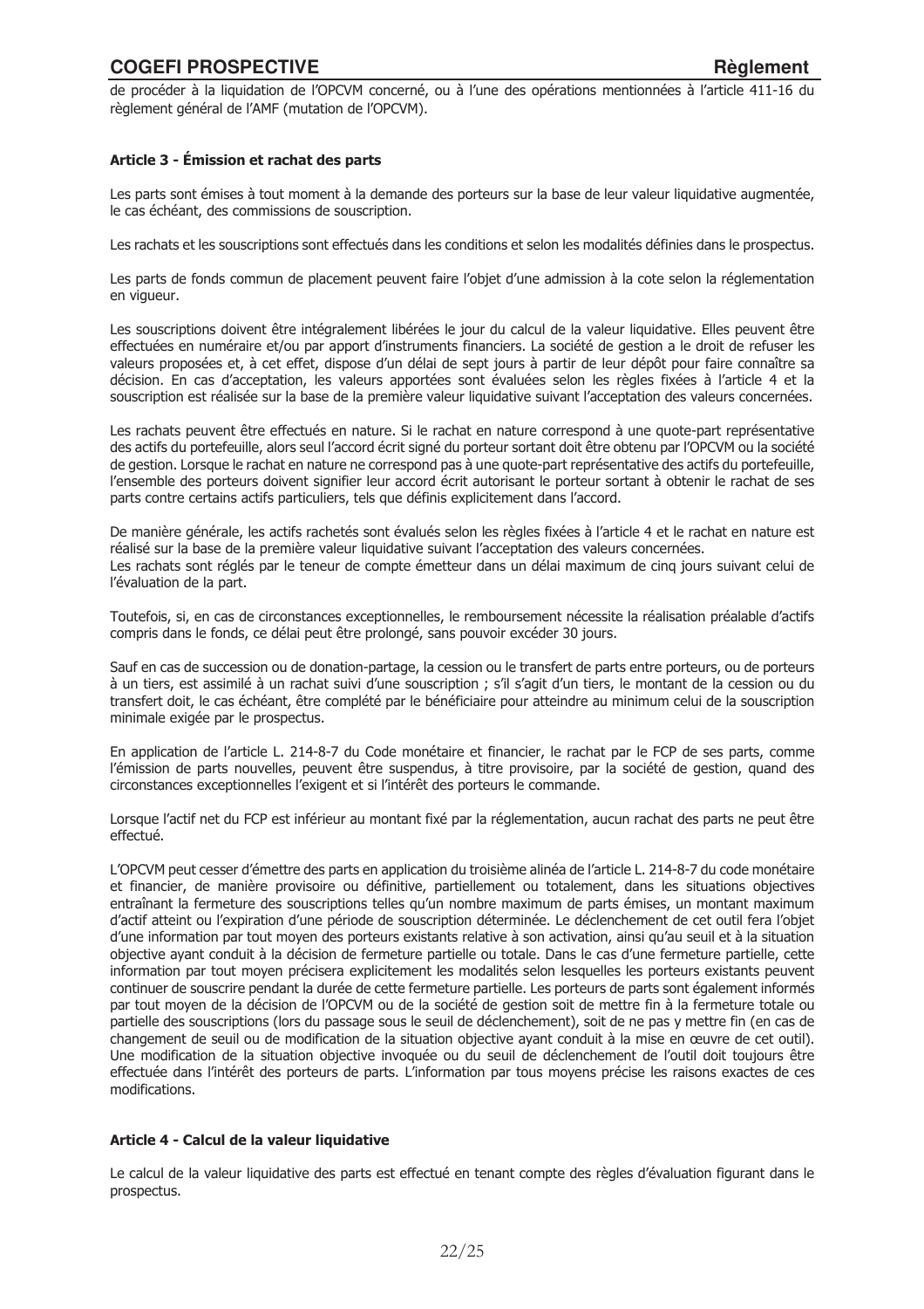de procéder à la liquidation de l'OPCVM concerné, ou à l'une des opérations mentionnées à l'article 411-16 du règlement général de l'AMF (mutation de l'OPCVM).

#### Article 3 - Émission et rachat des parts

Les parts sont émises à tout moment à la demande des porteurs sur la base de leur valeur liquidative augmentée, le cas échéant, des commissions de souscription.

Les rachats et les souscriptions sont effectués dans les conditions et selon les modalités définies dans le prospectus.

Les parts de fonds commun de placement peuvent faire l'objet d'une admission à la cote selon la réglementation en vigueur.

Les souscriptions doivent être intégralement libérées le jour du calcul de la valeur liquidative. Elles peuvent être effectuées en numéraire et/ou par apport d'instruments financiers. La société de gestion a le droit de refuser les valeurs proposées et, à cet effet, dispose d'un délai de sept jours à partir de leur dépôt pour faire connaître sa décision. En cas d'acceptation, les valeurs apportées sont évaluées selon les règles fixées à l'article 4 et la souscription est réalisée sur la base de la première valeur liquidative suivant l'acceptation des valeurs concernées.

Les rachats peuvent être effectués en nature. Si le rachat en nature correspond à une quote-part représentative des actifs du portefeuille, alors seul l'accord écrit signé du porteur sortant doit être obtenu par l'OPCVM ou la société de gestion. Lorsque le rachat en nature ne correspond pas à une quote-part représentative des actifs du portefeuille, l'ensemble des porteurs doivent signifier leur accord écrit autorisant le porteur sortant à obtenir le rachat de ses parts contre certains actifs particuliers, tels que définis explicitement dans l'accord.

De manière générale, les actifs rachetés sont évalués selon les règles fixées à l'article 4 et le rachat en nature est réalisé sur la base de la première valeur liquidative suivant l'acceptation des valeurs concernées.
Les rachats sont réglés par le teneur de compte émetteur dans un délai maximum de cinq jours suivant celui de l'évaluation de la part.

Toutefois, si, en cas de circonstances exceptionnelles, le remboursement nécessite la réalisation préalable d'actifs compris dans le fonds, ce délai peut être prolongé, sans pouvoir excéder 30 jours.

Sauf en cas de succession ou de donation-partage, la cession ou le transfert de parts entre porteurs, ou de porteurs à un tiers, est assimilé à un rachat suivi d'une souscription ; s'il s'agit d'un tiers, le montant de la cession ou du transfert doit, le cas échéant, être complété par le bénéficiaire pour atteindre au minimum celui de la souscription minimale exigée par le prospectus.

En application de l'article L. 214-8-7 du Code monétaire et financier, le rachat par le FCP de ses parts, comme l'émission de parts nouvelles, peuvent être suspendus, à titre provisoire, par la société de gestion, quand des circonstances exceptionnelles l'exigent et si l'intérêt des porteurs le commande.

Lorsque l'actif net du FCP est inférieur au montant fixé par la réglementation, aucun rachat des parts ne peut être effectué.

L'OPCVM peut cesser d'émettre des parts en application du troisième alinéa de l'article L. 214-8-7 du code monétaire et financier, de manière provisoire ou définitive, partiellement ou totalement, dans les situations objectives entraînant la fermeture des souscriptions telles qu'un nombre maximum de parts émises, un montant maximum d'actif atteint ou l'expiration d'une période de souscription déterminée. Le déclenchement de cet outil fera l'objet d'une information par tout moyen des porteurs existants relative à son activation, ainsi qu'au seuil et à la situation objective ayant conduit à la décision de fermeture partielle ou totale. Dans le cas d'une fermeture partielle, cette information par tout moyen précisera explicitement les modalités selon lesquelles les porteurs existants peuvent continuer de souscrire pendant la durée de cette fermeture partielle. Les porteurs de parts sont également informés par tout moyen de la décision de l'OPCVM ou de la société de gestion soit de mettre fin à la fermeture totale ou partielle des souscriptions (lors du passage sous le seuil de déclenchement), soit de ne pas y mettre fin (en cas de changement de seuil ou de modification de la situation objective ayant conduit à la mise en œuvre de cet outil). Une modification de la situation objective invoquée ou du seuil de déclenchement de l'outil doit toujours être effectuée dans l'intérêt des porteurs de parts. L'information par tous moyens précise les raisons exactes de ces modifications.

#### Article 4 - Calcul de la valeur liquidative

Le calcul de la valeur liquidative des parts est effectué en tenant compte des règles d'évaluation figurant dans le prospectus.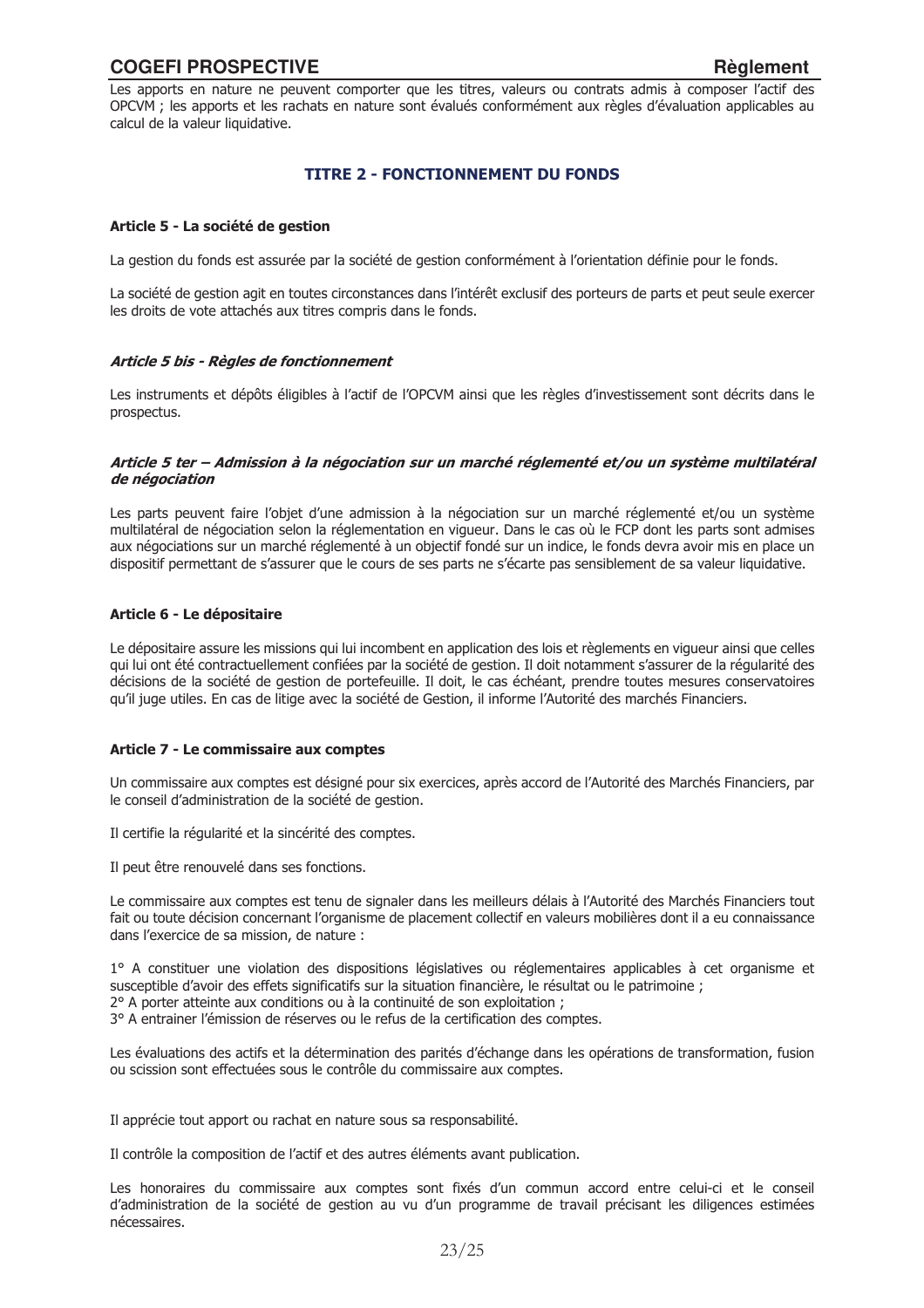Les apports en nature ne peuvent comporter que les titres, valeurs ou contrats admis à composer l'actif des OPCVM ; les apports et les rachats en nature sont évalués conformément aux règles d'évaluation applicables au calcul de la valeur liquidative.

## TITRE 2 - FONCTIONNEMENT DU FONDS

### Article 5 - La société de gestion

La gestion du fonds est assurée par la société de gestion conformément à l'orientation définie pour le fonds.

La société de gestion agit en toutes circonstances dans l'intérêt exclusif des porteurs de parts et peut seule exercer les droits de vote attachés aux titres compris dans le fonds.

### *Article 5 bis - Règles de fonctionnement*

Les instruments et dépôts éligibles à l'actif de l'OPCVM ainsi que les règles d'investissement sont décrits dans le prospectus.

### *Article 5 ter – Admission à la négociation sur un marché réglementé et/ou un système multilatéral de négociation*

Les parts peuvent faire l'objet d'une admission à la négociation sur un marché réglementé et/ou un système multilatéral de négociation selon la réglementation en vigueur. Dans le cas où le FCP dont les parts sont admises aux négociations sur un marché réglementé à un objectif fondé sur un indice, le fonds devra avoir mis en place un dispositif permettant de s'assurer que le cours de ses parts ne s'écarte pas sensiblement de sa valeur liquidative.

### Article 6 - Le dépositaire

Le dépositaire assure les missions qui lui incombent en application des lois et règlements en vigueur ainsi que celles qui lui ont été contractuellement confiées par la société de gestion. Il doit notamment s'assurer de la régularité des décisions de la société de gestion de portefeuille. Il doit, le cas échéant, prendre toutes mesures conservatoires qu'il juge utiles. En cas de litige avec la société de Gestion, il informe l'Autorité des marchés Financiers.

### Article 7 - Le commissaire aux comptes

Un commissaire aux comptes est désigné pour six exercices, après accord de l'Autorité des Marchés Financiers, par le conseil d'administration de la société de gestion.

Il certifie la régularité et la sincérité des comptes.

Il peut être renouvelé dans ses fonctions.

Le commissaire aux comptes est tenu de signaler dans les meilleurs délais à l'Autorité des Marchés Financiers tout fait ou toute décision concernant l'organisme de placement collectif en valeurs mobilières dont il a eu connaissance dans l'exercice de sa mission, de nature :

1° A constituer une violation des dispositions législatives ou réglementaires applicables à cet organisme et susceptible d'avoir des effets significatifs sur la situation financière, le résultat ou le patrimoine ;
2° A porter atteinte aux conditions ou à la continuité de son exploitation ;
3° A entrainer l'émission de réserves ou le refus de la certification des comptes.

Les évaluations des actifs et la détermination des parités d'échange dans les opérations de transformation, fusion ou scission sont effectuées sous le contrôle du commissaire aux comptes.

Il apprécie tout apport ou rachat en nature sous sa responsabilité.

Il contrôle la composition de l'actif et des autres éléments avant publication.

Les honoraires du commissaire aux comptes sont fixés d'un commun accord entre celui-ci et le conseil d'administration de la société de gestion au vu d'un programme de travail précisant les diligences estimées nécessaires.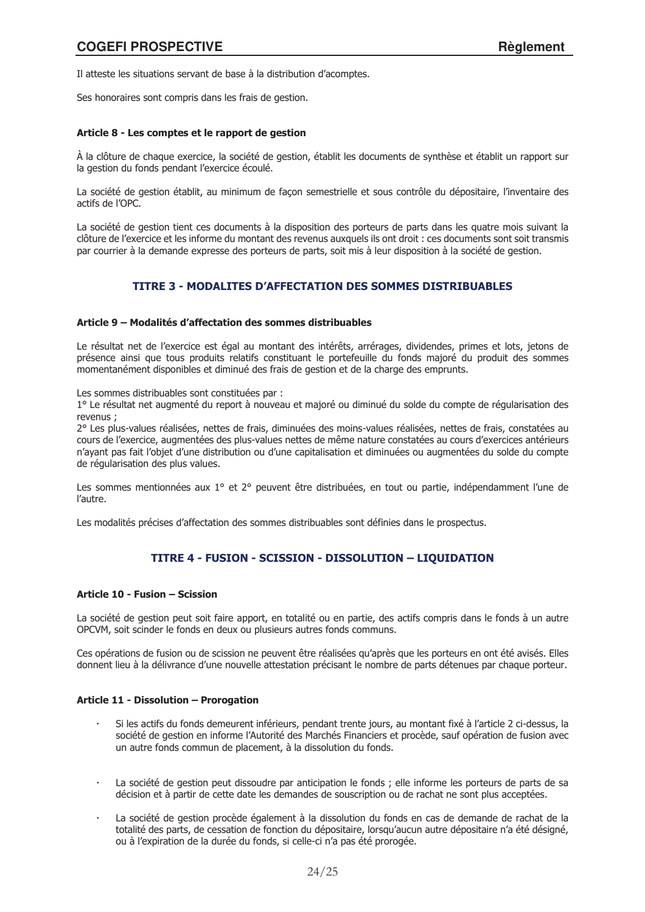Il atteste les situations servant de base à la distribution d'acomptes.

Ses honoraires sont compris dans les frais de gestion.

#### Article 8 - Les comptes et le rapport de gestion

À la clôture de chaque exercice, la société de gestion, établit les documents de synthèse et établit un rapport sur la gestion du fonds pendant l'exercice écoulé.

La société de gestion établit, au minimum de façon semestrielle et sous contrôle du dépositaire, l'inventaire des actifs de l'OPC.

La société de gestion tient ces documents à la disposition des porteurs de parts dans les quatre mois suivant la clôture de l'exercice et les informe du montant des revenus auxquels ils ont droit : ces documents sont soit transmis par courrier à la demande expresse des porteurs de parts, soit mis à leur disposition à la société de gestion.

## TITRE 3 - MODALITES D'AFFECTATION DES SOMMES DISTRIBUABLES

#### Article 9 – Modalités d'affectation des sommes distribuables

Le résultat net de l'exercice est égal au montant des intérêts, arrérages, dividendes, primes et lots, jetons de présence ainsi que tous produits relatifs constituant le portefeuille du fonds majoré du produit des sommes momentanément disponibles et diminué des frais de gestion et de la charge des emprunts.

Les sommes distribuables sont constituées par :

1° Le résultat net augmenté du report à nouveau et majoré ou diminué du solde du compte de régularisation des revenus ;

2° Les plus-values réalisées, nettes de frais, diminuées des moins-values réalisées, nettes de frais, constatées au cours de l'exercice, augmentées des plus-values nettes de même nature constatées au cours d'exercices antérieurs n'ayant pas fait l'objet d'une distribution ou d'une capitalisation et diminuées ou augmentées du solde du compte de régularisation des plus values.

Les sommes mentionnées aux 1° et 2° peuvent être distribuées, en tout ou partie, indépendamment l'une de l'autre.

Les modalités précises d'affectation des sommes distribuables sont définies dans le prospectus.

## TITRE 4 - FUSION - SCISSION - DISSOLUTION – LIQUIDATION

#### Article 10 - Fusion – Scission

La société de gestion peut soit faire apport, en totalité ou en partie, des actifs compris dans le fonds à un autre OPCVM, soit scinder le fonds en deux ou plusieurs autres fonds communs.

Ces opérations de fusion ou de scission ne peuvent être réalisées qu'après que les porteurs en ont été avisés. Elles donnent lieu à la délivrance d'une nouvelle attestation précisant le nombre de parts détenues par chaque porteur.

#### Article 11 - Dissolution – Prorogation

- Si les actifs du fonds demeurent inférieurs, pendant trente jours, au montant fixé à l'article 2 ci-dessus, la société de gestion en informe l'Autorité des Marchés Financiers et procède, sauf opération de fusion avec un autre fonds commun de placement, à la dissolution du fonds.

- La société de gestion peut dissoudre par anticipation le fonds ; elle informe les porteurs de parts de sa décision et à partir de cette date les demandes de souscription ou de rachat ne sont plus acceptées.

- La société de gestion procède également à la dissolution du fonds en cas de demande de rachat de la totalité des parts, de cessation de fonction du dépositaire, lorsqu'aucun autre dépositaire n'a été désigné, ou à l'expiration de la durée du fonds, si celle-ci n'a pas été prorogée.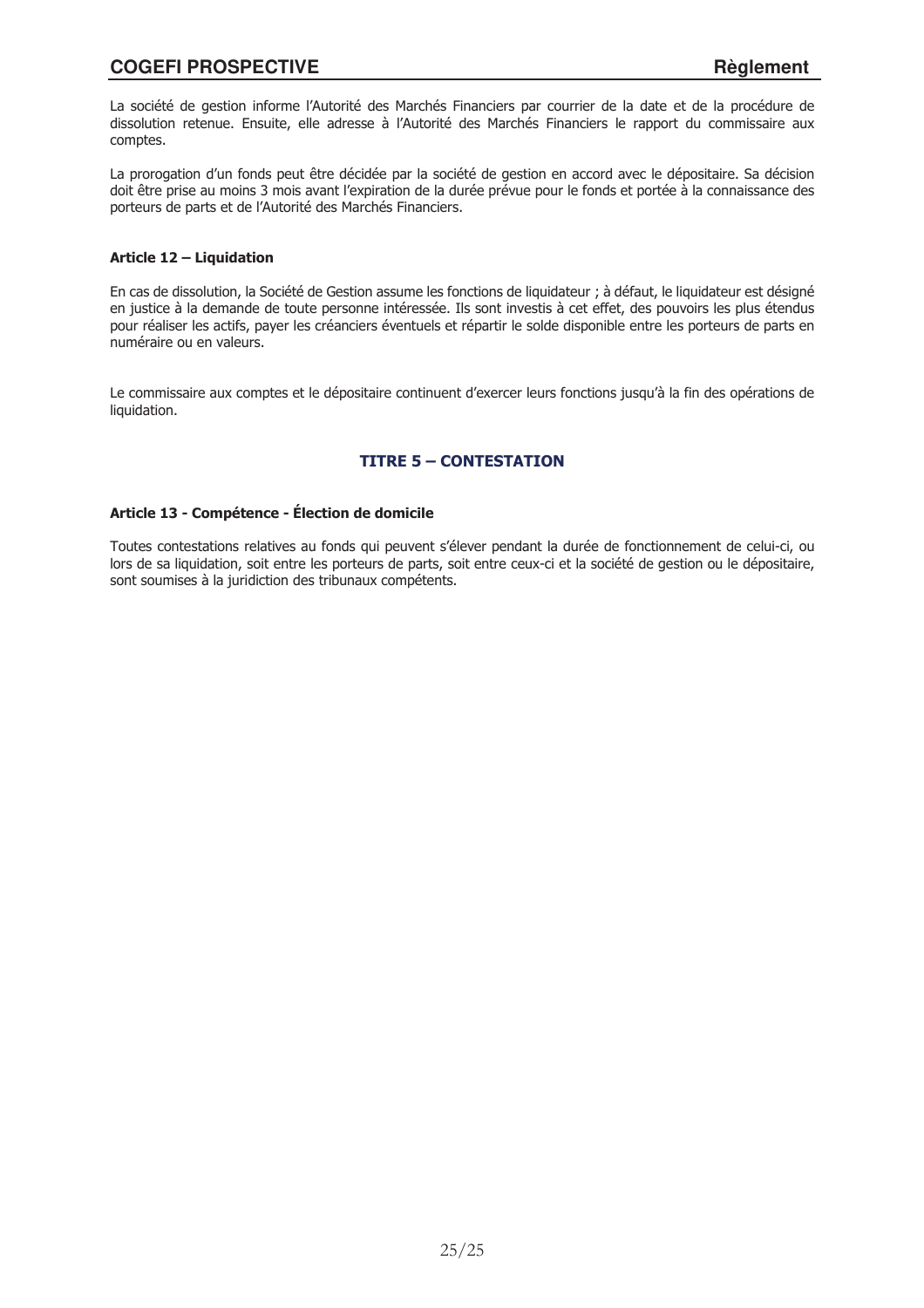La société de gestion informe l'Autorité des Marchés Financiers par courrier de la date et de la procédure de dissolution retenue. Ensuite, elle adresse à l'Autorité des Marchés Financiers le rapport du commissaire aux comptes.

La prorogation d'un fonds peut être décidée par la société de gestion en accord avec le dépositaire. Sa décision doit être prise au moins 3 mois avant l'expiration de la durée prévue pour le fonds et portée à la connaissance des porteurs de parts et de l'Autorité des Marchés Financiers.

### Article 12 – Liquidation

En cas de dissolution, la Société de Gestion assume les fonctions de liquidateur ; à défaut, le liquidateur est désigné en justice à la demande de toute personne intéressée. Ils sont investis à cet effet, des pouvoirs les plus étendus pour réaliser les actifs, payer les créanciers éventuels et répartir le solde disponible entre les porteurs de parts en numéraire ou en valeurs.

Le commissaire aux comptes et le dépositaire continuent d'exercer leurs fonctions jusqu'à la fin des opérations de liquidation.

## TITRE 5 – CONTESTATION

### Article 13 - Compétence - Élection de domicile

Toutes contestations relatives au fonds qui peuvent s'élever pendant la durée de fonctionnement de celui-ci, ou lors de sa liquidation, soit entre les porteurs de parts, soit entre ceux-ci et la société de gestion ou le dépositaire, sont soumises à la juridiction des tribunaux compétents.